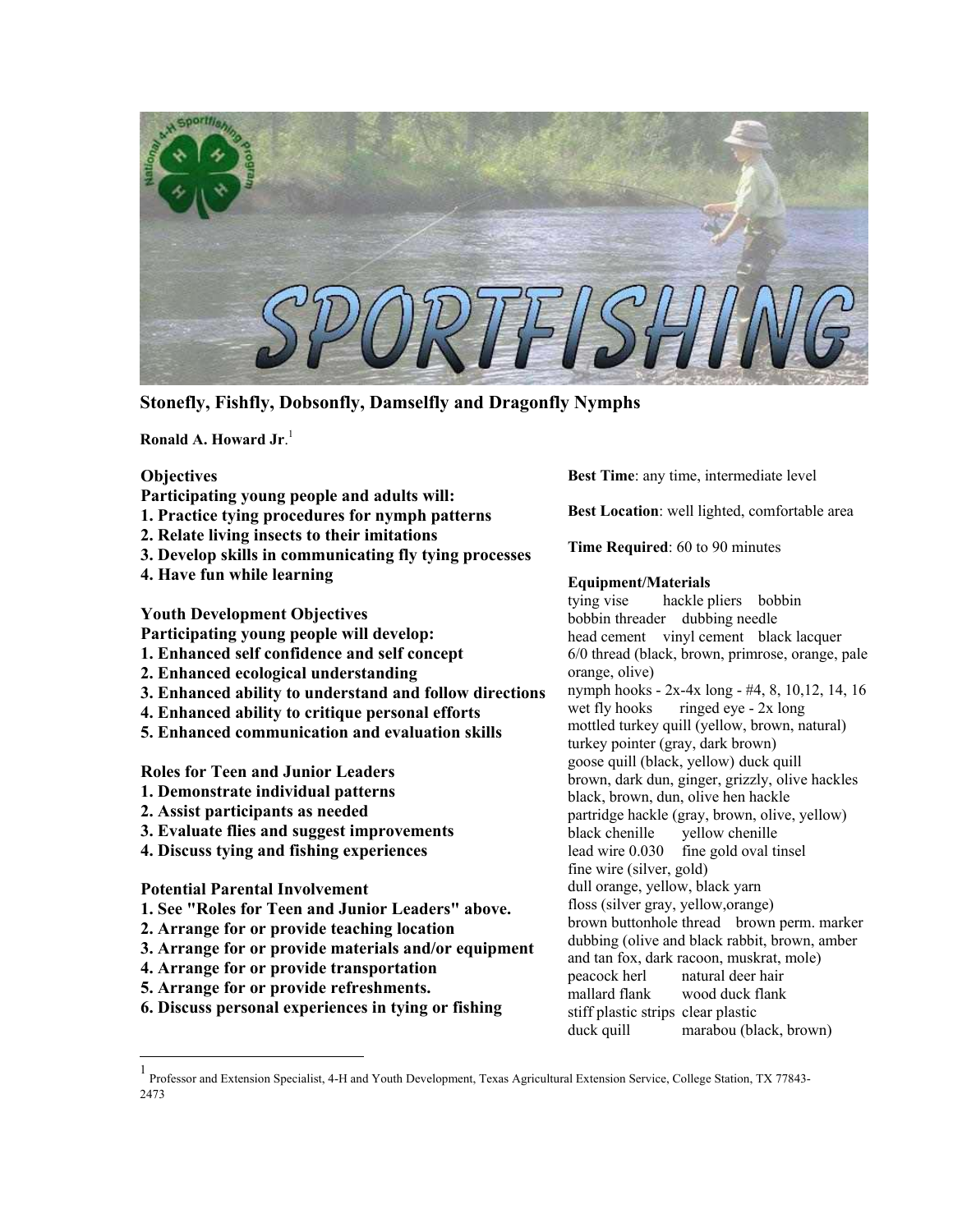# Stonefly, Fishfly, Dobsonfly, Damselfly and Dragonfly Nymphs

**Ronald A. Howard Jr.**[1]

**Objectives**

**Participating young people and adults will:**

1. **Practice tying procedures for nymph patterns**
2. **Relate living insects to their imitations**
3. **Develop skills in communicating fly tying processes**
4. **Have fun while learning**

**Youth Development Objectives**

**Participating young people will develop:**

1. **Enhanced self confidence and self concept**
2. **Enhanced ecological understanding**
3. **Enhanced ability to understand and follow directions**
4. **Enhanced ability to critique personal efforts**
5. **Enhanced communication and evaluation skills**

**Roles for Teen and Junior Leaders**

1. **Demonstrate individual patterns**
2. **Assist participants as needed**
3. **Evaluate flies and suggest improvements**
4. **Discuss tying and fishing experiences**

**Potential Parental Involvement**

1. **See "Roles for Teen and Junior Leaders" above.**
2. **Arrange for or provide teaching location**
3. **Arrange for or provide materials and/or equipment**
4. **Arrange for or provide transportation**
5. **Arrange for or provide refreshments.**
6. **Discuss personal experiences in tying or fishing**

**Best Time**: any time, intermediate level

**Best Location**: well lighted, comfortable area

**Time Required**: 60 to 90 minutes

**Equipment/Materials**

tying vise hackle pliers bobbin
bobbin threader dubbing needle
head cement vinyl cement black lacquer
6/0 thread (black, brown, primrose, orange, pale orange, olive)
nymph hooks - 2x-4x long - #4, 8, 10,12, 14, 16
wet fly hooks ringed eye - 2x long
mottled turkey quill (yellow, brown, natural)
turkey pointer (gray, dark brown)
goose quill (black, yellow) duck quill
brown, dark dun, ginger, grizzly, olive hackles
black, brown, dun, olive hen hackle
partridge hackle (gray, brown, olive, yellow)
black chenille yellow chenille
lead wire 0.030 fine gold oval tinsel
fine wire (silver, gold)
dull orange, yellow, black yarn
floss (silver gray, yellow,orange)
brown buttonhole thread brown perm. marker
dubbing (olive and black rabbit, brown, amber and tan fox, dark racoon, muskrat, mole)
peacock herl natural deer hair
mallard flank wood duck flank
stiff plastic strips clear plastic
duck quill marabou (black, brown)

---

[1] Professor and Extension Specialist, 4-H and Youth Development, Texas Agricultural Extension Service, College Station, TX 77843-2473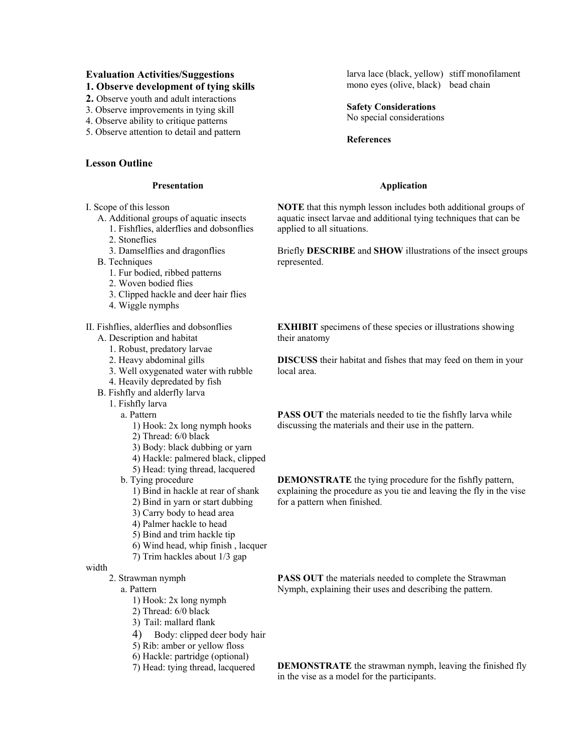**Evaluation Activities/Suggestions**

**1. Observe development of tying skills**
**2.** Observe youth and adult interactions
3. Observe improvements in tying skill
4. Observe ability to critique patterns
5. Observe attention to detail and pattern

larva lace (black, yellow)   stiff monofilament
mono eyes (olive, black)   bead chain

**Safety Considerations**
No special considerations

**References**

## Lesson Outline

| Presentation | Application |
|---|---|
| I. Scope of this lesson<br>A. Additional groups of aquatic insects<br>1. Fishflies, alderflies and dobsonflies<br>2. Stoneflies<br>3. Damselflies and dragonflies<br>B. Techniques<br>1. Fur bodied, ribbed patterns<br>2. Woven bodied flies<br>3. Clipped hackle and deer hair flies<br>4. Wiggle nymphs | **NOTE** that this nymph lesson includes both additional groups of aquatic insect larvae and additional tying techniques that can be applied to all situations.<br><br>Briefly **DESCRIBE** and **SHOW** illustrations of the insect groups represented. |
| II. Fishflies, alderflies and dobsonflies<br>A. Description and habitat<br>1. Robust, predatory larvae<br>2. Heavy abdominal gills<br>3. Well oxygenated water with rubble<br>4. Heavily depredated by fish | **EXHIBIT** specimens of these species or illustrations showing their anatomy<br><br>**DISCUSS** their habitat and fishes that may feed on them in your local area. |
| B. Fishfly and alderfly larva<br>1. Fishfly larva<br>a. Pattern<br>1) Hook: 2x long nymph hooks<br>2) Thread: 6/0 black<br>3) Body: black dubbing or yarn<br>4) Hackle: palmered black, clipped<br>5) Head: tying thread, lacquered | **PASS OUT** the materials needed to tie the fishfly larva while discussing the materials and their use in the pattern. |
| b. Tying procedure<br>1) Bind in hackle at rear of shank<br>2) Bind in yarn or start dubbing<br>3) Carry body to head area<br>4) Palmer hackle to head<br>5) Bind and trim hackle tip<br>6) Wind head, whip finish , lacquer<br>7) Trim hackles about 1/3 gap width | **DEMONSTRATE** the tying procedure for the fishfly pattern, explaining the procedure as you tie and leaving the fly in the vise for a pattern when finished. |
| 2. Strawman nymph<br>a. Pattern<br>1) Hook: 2x long nymph<br>2) Thread: 6/0 black<br>3) Tail: mallard flank<br>4) Body: clipped deer body hair<br>5) Rib: amber or yellow floss<br>6) Hackle: partridge (optional)<br>7) Head: tying thread, lacquered | **PASS OUT** the materials needed to complete the Strawman Nymph, explaining their uses and describing the pattern.<br><br>**DEMONSTRATE** the strawman nymph, leaving the finished fly in the vise as a model for the participants. |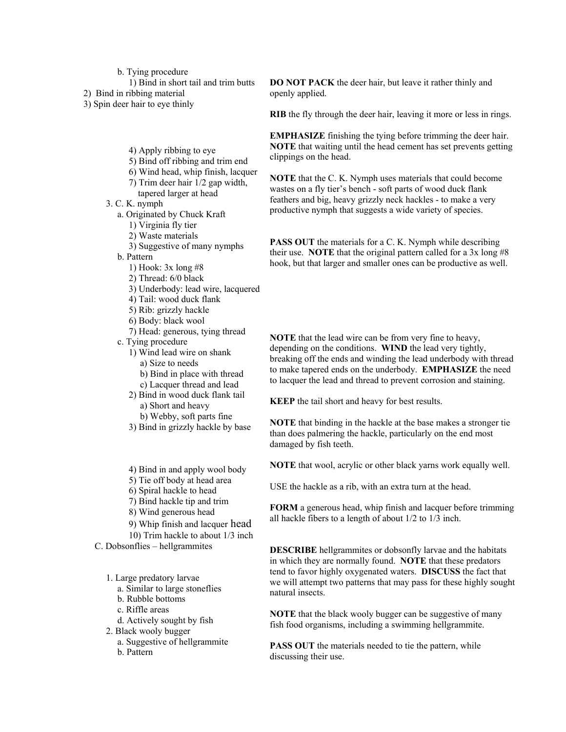b. Tying procedure

1) Bind in short tail and trim butts

2) Bind in ribbing material

3) Spin deer hair to eye thinly

**DO NOT PACK** the deer hair, but leave it rather thinly and openly applied.

**RIB** the fly through the deer hair, leaving it more or less in rings.

4) Apply ribbing to eye

5) Bind off ribbing and trim end

6) Wind head, whip finish, lacquer

7) Trim deer hair 1/2 gap width, tapered larger at head

**EMPHASIZE** finishing the tying before trimming the deer hair. **NOTE** that waiting until the head cement has set prevents getting clippings on the head.

3. C. K. nymph

a. Originated by Chuck Kraft

1) Virginia fly tier

2) Waste materials

3) Suggestive of many nymphs

**NOTE** that the C. K. Nymph uses materials that could become wastes on a fly tier's bench - soft parts of wood duck flank feathers and big, heavy grizzly neck hackles - to make a very productive nymph that suggests a wide variety of species.

b. Pattern

1) Hook: 3x long #8

2) Thread: 6/0 black

3) Underbody: lead wire, lacquered

4) Tail: wood duck flank

5) Rib: grizzly hackle

6) Body: black wool

7) Head: generous, tying thread

**PASS OUT** the materials for a C. K. Nymph while describing their use. **NOTE** that the original pattern called for a 3x long #8 hook, but that larger and smaller ones can be productive as well.

c. Tying procedure

1) Wind lead wire on shank

a) Size to needs

b) Bind in place with thread

c) Lacquer thread and lead

**NOTE** that the lead wire can be from very fine to heavy, depending on the conditions. **WIND** the lead very tightly, breaking off the ends and winding the lead underbody with thread to make tapered ends on the underbody. **EMPHASIZE** the need to lacquer the lead and thread to prevent corrosion and staining.

2) Bind in wood duck flank tail

a) Short and heavy

b) Webby, soft parts fine

**KEEP** the tail short and heavy for best results.

3) Bind in grizzly hackle by base

**NOTE** that binding in the hackle at the base makes a stronger tie than does palmering the hackle, particularly on the end most damaged by fish teeth.

4) Bind in and apply wool body

**NOTE** that wool, acrylic or other black yarns work equally well.

5) Tie off body at head area

6) Spiral hackle to head

USE the hackle as a rib, with an extra turn at the head.

7) Bind hackle tip and trim

8) Wind generous head

9) Whip finish and lacquer head

10) Trim hackle to about 1/3 inch

**FORM** a generous head, whip finish and lacquer before trimming all hackle fibers to a length of about 1/2 to 1/3 inch.

C. Dobsonflies – hellgrammites

**DESCRIBE** hellgrammites or dobsonfly larvae and the habitats in which they are normally found. **NOTE** that these predators tend to favor highly oxygenated waters. **DISCUSS** the fact that we will attempt two patterns that may pass for these highly sought natural insects.

1. Large predatory larvae

a. Similar to large stoneflies

b. Rubble bottoms

c. Riffle areas

d. Actively sought by fish

2. Black wooly bugger

a. Suggestive of hellgrammite

b. Pattern

**NOTE** that the black wooly bugger can be suggestive of many fish food organisms, including a swimming hellgrammite.

**PASS OUT** the materials needed to tie the pattern, while discussing their use.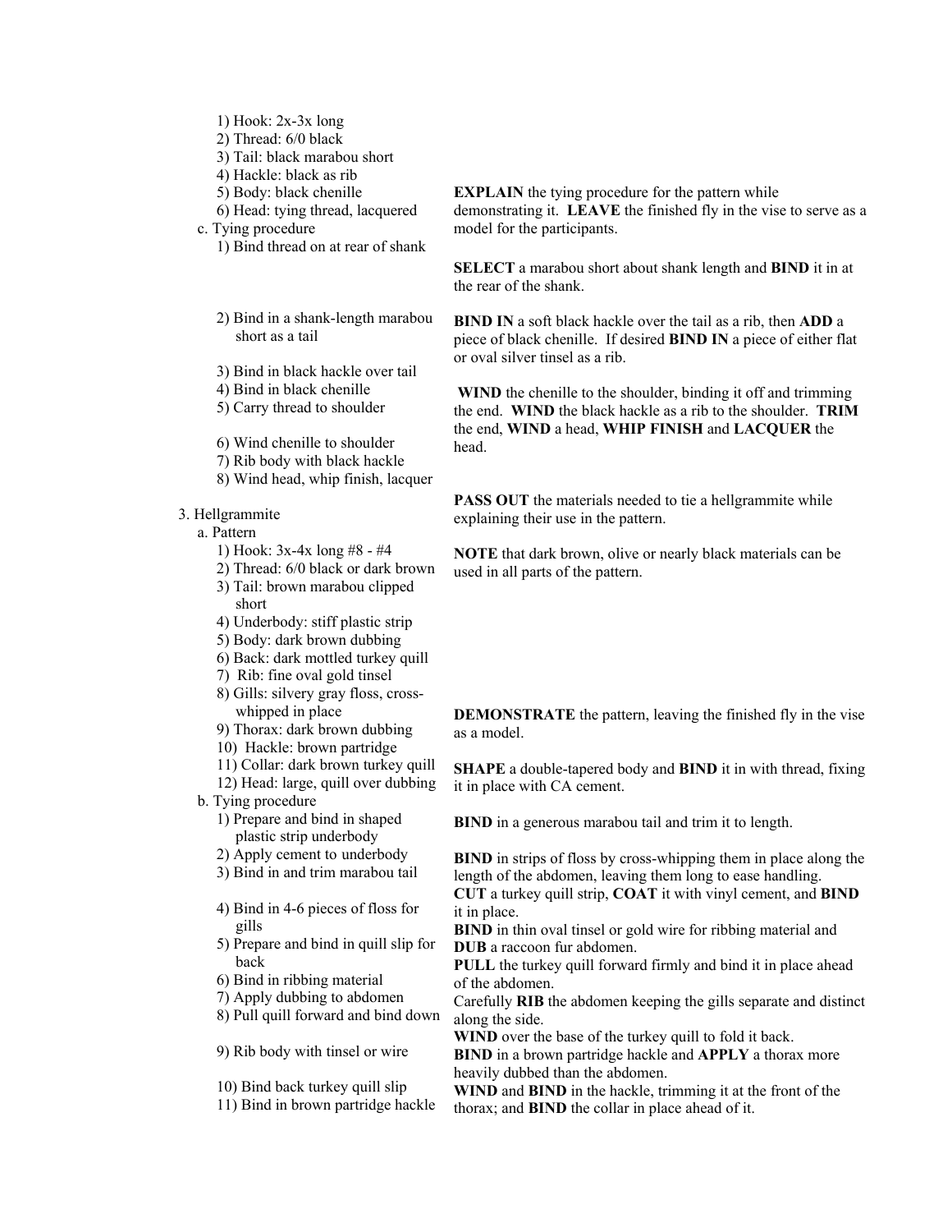1) Hook: 2x-3x long
2) Thread: 6/0 black
3) Tail: black marabou short
4) Hackle: black as rib
5) Body: black chenille
6) Head: tying thread, lacquered

c. Tying procedure

1) Bind thread on at rear of shank

**EXPLAIN** the tying procedure for the pattern while demonstrating it. **LEAVE** the finished fly in the vise to serve as a model for the participants.

2) Bind in a shank-length marabou short as a tail

**SELECT** a marabou short about shank length and **BIND** it in at the rear of the shank.

3) Bind in black hackle over tail
4) Bind in black chenille
5) Carry thread to shoulder

**BIND IN** a soft black hackle over the tail as a rib, then **ADD** a piece of black chenille. If desired **BIND IN** a piece of either flat or oval silver tinsel as a rib.

6) Wind chenille to shoulder
7) Rib body with black hackle
8) Wind head, whip finish, lacquer

**WIND** the chenille to the shoulder, binding it off and trimming the end. **WIND** the black hackle as a rib to the shoulder. **TRIM** the end, **WIND** a head, **WHIP FINISH** and **LACQUER** the head.

3. Hellgrammite

a. Pattern

**PASS OUT** the materials needed to tie a hellgrammite while explaining their use in the pattern.

**NOTE** that dark brown, olive or nearly black materials can be used in all parts of the pattern.

1) Hook: 3x-4x long #8 - #4
2) Thread: 6/0 black or dark brown
3) Tail: brown marabou clipped short
4) Underbody: stiff plastic strip
5) Body: dark brown dubbing
6) Back: dark mottled turkey quill
7) Rib: fine oval gold tinsel
8) Gills: silvery gray floss, cross-whipped in place
9) Thorax: dark brown dubbing
10) Hackle: brown partridge
11) Collar: dark brown turkey quill
12) Head: large, quill over dubbing

**DEMONSTRATE** the pattern, leaving the finished fly in the vise as a model.

b. Tying procedure

1) Prepare and bind in shaped plastic strip underbody
2) Apply cement to underbody

**SHAPE** a double-tapered body and **BIND** it in with thread, fixing it in place with CA cement.

3) Bind in and trim marabou tail

**BIND** in a generous marabou tail and trim it to length.

4) Bind in 4-6 pieces of floss for gills

**BIND** in strips of floss by cross-whipping them in place along the length of the abdomen, leaving them long to ease handling.

5) Prepare and bind in quill slip for back

**CUT** a turkey quill strip, **COAT** it with vinyl cement, and **BIND** it in place.

6) Bind in ribbing material
7) Apply dubbing to abdomen

**BIND** in thin oval tinsel or gold wire for ribbing material and **DUB** a raccoon fur abdomen.

8) Pull quill forward and bind down

**PULL** the turkey quill forward firmly and bind it in place ahead of the abdomen.

9) Rib body with tinsel or wire

Carefully **RIB** the abdomen keeping the gills separate and distinct along the side.

10) Bind back turkey quill slip

**WIND** over the base of the turkey quill to fold it back.

11) Bind in brown partridge hackle

**BIND** in a brown partridge hackle and **APPLY** a thorax more heavily dubbed than the abdomen.

**WIND** and **BIND** in the hackle, trimming it at the front of the thorax; and **BIND** the collar in place ahead of it.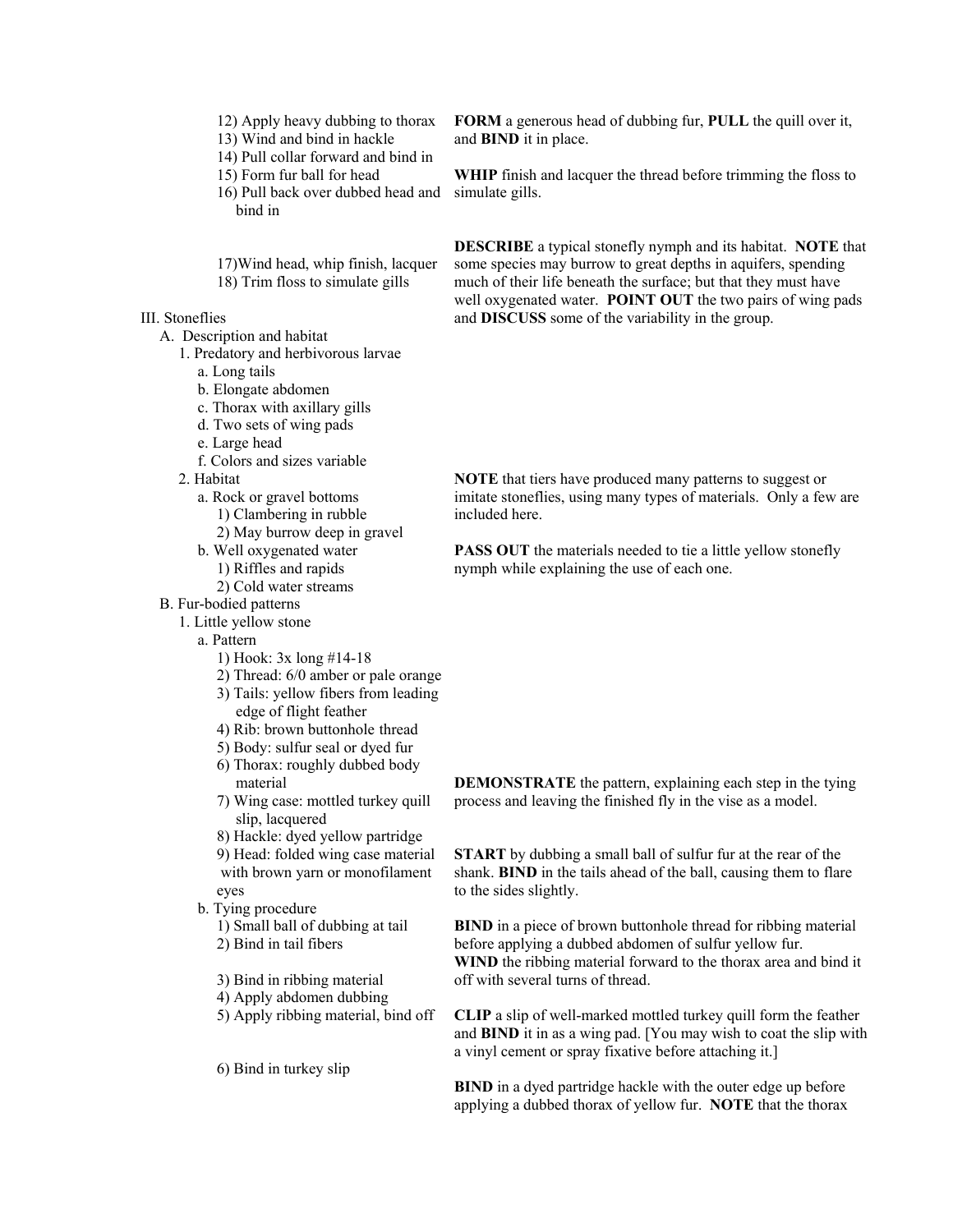12) Apply heavy dubbing to thorax
13) Wind and bind in hackle
14) Pull collar forward and bind in
15) Form fur ball for head
16) Pull back over dubbed head and bind in

**FORM** a generous head of dubbing fur, **PULL** the quill over it, and **BIND** it in place.

17) Wind head, whip finish, lacquer
18) Trim floss to simulate gills

**WHIP** finish and lacquer the thread before trimming the floss to simulate gills.

III. Stoneflies

- A. Description and habitat
  - 1. Predatory and herbivorous larvae
    - a. Long tails
    - b. Elongate abdomen
    - c. Thorax with axillary gills
    - d. Two sets of wing pads
    - e. Large head
    - f. Colors and sizes variable
  - 2. Habitat
    - a. Rock or gravel bottoms
      - 1) Clambering in rubble
      - 2) May burrow deep in gravel
    - b. Well oxygenated water
      - 1) Riffles and rapids
      - 2) Cold water streams

**DESCRIBE** a typical stonefly nymph and its habitat. **NOTE** that some species may burrow to great depths in aquifers, spending much of their life beneath the surface; but that they must have well oxygenated water. **POINT OUT** the two pairs of wing pads and **DISCUSS** some of the variability in the group.

- B. Fur-bodied patterns
  - 1. Little yellow stone
    - a. Pattern
      - 1) Hook: 3x long #14-18
      - 2) Thread: 6/0 amber or pale orange
      - 3) Tails: yellow fibers from leading edge of flight feather
      - 4) Rib: brown buttonhole thread
      - 5) Body: sulfur seal or dyed fur
      - 6) Thorax: roughly dubbed body material
      - 7) Wing case: mottled turkey quill slip, lacquered
      - 8) Hackle: dyed yellow partridge
      - 9) Head: folded wing case material with brown yarn or monofilament eyes

**NOTE** that tiers have produced many patterns to suggest or imitate stoneflies, using many types of materials. Only a few are included here.

**PASS OUT** the materials needed to tie a little yellow stonefly nymph while explaining the use of each one.

**DEMONSTRATE** the pattern, explaining each step in the tying process and leaving the finished fly in the vise as a model.

- b. Tying procedure
  - 1) Small ball of dubbing at tail
  - 2) Bind in tail fibers

**START** by dubbing a small ball of sulfur fur at the rear of the shank. **BIND** in the tails ahead of the ball, causing them to flare to the sides slightly.

- 3) Bind in ribbing material
- 4) Apply abdomen dubbing
- 5) Apply ribbing material, bind off

**BIND** in a piece of brown buttonhole thread for ribbing material before applying a dubbed abdomen of sulfur yellow fur.
**WIND** the ribbing material forward to the thorax area and bind it off with several turns of thread.

**CLIP** a slip of well-marked mottled turkey quill form the feather and **BIND** it in as a wing pad. [You may wish to coat the slip with a vinyl cement or spray fixative before attaching it.]

- 6) Bind in turkey slip

**BIND** in a dyed partridge hackle with the outer edge up before applying a dubbed thorax of yellow fur. **NOTE** that the thorax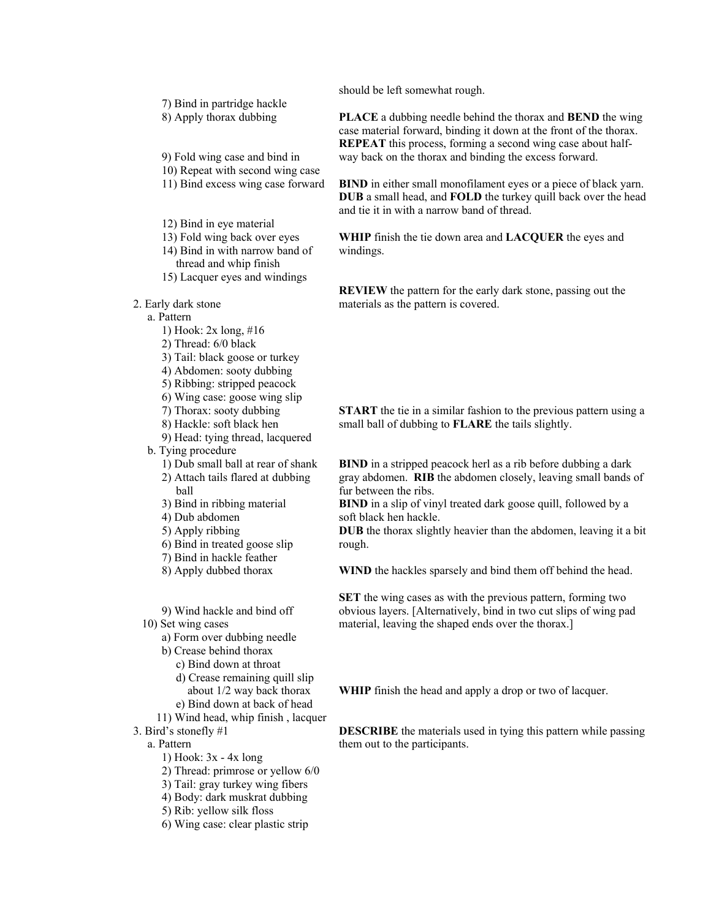7) Bind in partridge hackle

8) Apply thorax dubbing

9) Fold wing case and bind in

10) Repeat with second wing case

11) Bind excess wing case forward

12) Bind in eye material

13) Fold wing back over eyes

14) Bind in with narrow band of thread and whip finish

15) Lacquer eyes and windings

should be left somewhat rough.

**PLACE** a dubbing needle behind the thorax and **BEND** the wing case material forward, binding it down at the front of the thorax. **REPEAT** this process, forming a second wing case about half-way back on the thorax and binding the excess forward.

**BIND** in either small monofilament eyes or a piece of black yarn. **DUB** a small head, and **FOLD** the turkey quill back over the head and tie it in with a narrow band of thread.

**WHIP** finish the tie down area and **LACQUER** the eyes and windings.

2. Early dark stone

**REVIEW** the pattern for the early dark stone, passing out the materials as the pattern is covered.

a. Pattern

1) Hook: 2x long, #16
2) Thread: 6/0 black
3) Tail: black goose or turkey
4) Abdomen: sooty dubbing
5) Ribbing: stripped peacock
6) Wing case: goose wing slip
7) Thorax: sooty dubbing
8) Hackle: soft black hen
9) Head: tying thread, lacquered

b. Tying procedure

1) Dub small ball at rear of shank
2) Attach tails flared at dubbing ball

**START** the tie in a similar fashion to the previous pattern using a small ball of dubbing to **FLARE** the tails slightly.

3) Bind in ribbing material
4) Dub abdomen
5) Apply ribbing

**BIND** in a stripped peacock herl as a rib before dubbing a dark gray abdomen. **RIB** the abdomen closely, leaving small bands of fur between the ribs.

6) Bind in treated goose slip
7) Bind in hackle feather

**BIND** in a slip of vinyl treated dark goose quill, followed by a soft black hen hackle.

8) Apply dubbed thorax

**DUB** the thorax slightly heavier than the abdomen, leaving it a bit rough.

9) Wind hackle and bind off

**WIND** the hackles sparsely and bind them off behind the head.

10) Set wing cases
   a) Form over dubbing needle
   b) Crease behind thorax
   c) Bind down at throat
   d) Crease remaining quill slip about 1/2 way back thorax
   e) Bind down at back of head

**SET** the wing cases as with the previous pattern, forming two obvious layers. [Alternatively, bind in two cut slips of wing pad material, leaving the shaped ends over the thorax.]

11) Wind head, whip finish , lacquer

**WHIP** finish the head and apply a drop or two of lacquer.

3. Bird's stonefly #1

**DESCRIBE** the materials used in tying this pattern while passing them out to the participants.

a. Pattern

1) Hook: 3x - 4x long
2) Thread: primrose or yellow 6/0
3) Tail: gray turkey wing fibers
4) Body: dark muskrat dubbing
5) Rib: yellow silk floss
6) Wing case: clear plastic strip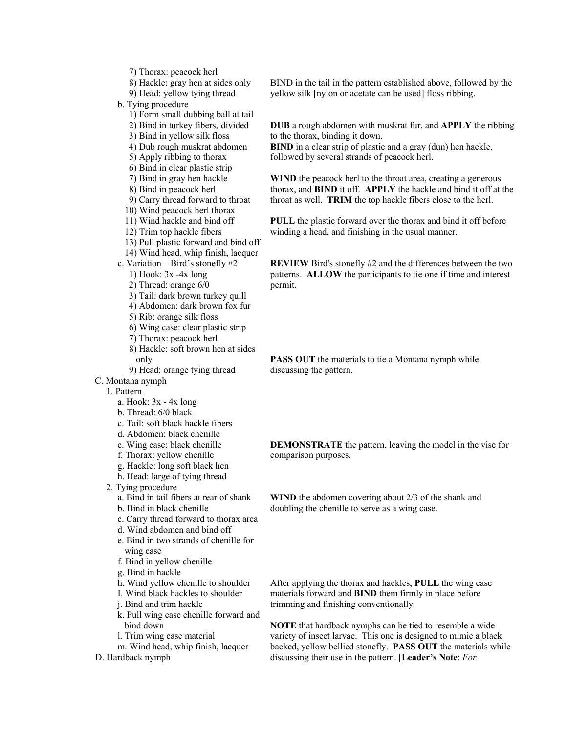7) Thorax: peacock herl
8) Hackle: gray hen at sides only
9) Head: yellow tying thread

b. Tying procedure
1) Form small dubbing ball at tail
2) Bind in turkey fibers, divided
3) Bind in yellow silk floss
4) Dub rough muskrat abdomen
5) Apply ribbing to thorax
6) Bind in clear plastic strip
7) Bind in gray hen hackle
8) Bind in peacock herl
9) Carry thread forward to throat
10) Wind peacock herl thorax
11) Wind hackle and bind off
12) Trim top hackle fibers
13) Pull plastic forward and bind off
14) Wind head, whip finish, lacquer

c. Variation – Bird's stonefly #2
1) Hook: 3x -4x long
2) Thread: orange 6/0
3) Tail: dark brown turkey quill
4) Abdomen: dark brown fox fur
5) Rib: orange silk floss
6) Wing case: clear plastic strip
7) Thorax: peacock herl
8) Hackle: soft brown hen at sides only
9) Head: orange tying thread

C. Montana nymph
1. Pattern
a. Hook: 3x - 4x long
b. Thread: 6/0 black
c. Tail: soft black hackle fibers
d. Abdomen: black chenille
e. Wing case: black chenille
f. Thorax: yellow chenille
g. Hackle: long soft black hen
h. Head: large of tying thread

2. Tying procedure
a. Bind in tail fibers at rear of shank
b. Bind in black chenille
c. Carry thread forward to thorax area
d. Wind abdomen and bind off
e. Bind in two strands of chenille for wing case
f. Bind in yellow chenille
g. Bind in hackle
h. Wind yellow chenille to shoulder
I. Wind black hackles to shoulder
j. Bind and trim hackle
k. Pull wing case chenille forward and bind down
l. Trim wing case material
m. Wind head, whip finish, lacquer

D. Hardback nymph

BIND in the tail in the pattern established above, followed by the yellow silk [nylon or acetate can be used] floss ribbing.

**DUB** a rough abdomen with muskrat fur, and **APPLY** the ribbing to the thorax, binding it down.
**BIND** in a clear strip of plastic and a gray (dun) hen hackle, followed by several strands of peacock herl.

**WIND** the peacock herl to the throat area, creating a generous thorax, and **BIND** it off. **APPLY** the hackle and bind it off at the throat as well. **TRIM** the top hackle fibers close to the herl.

**PULL** the plastic forward over the thorax and bind it off before winding a head, and finishing in the usual manner.

**REVIEW** Bird's stonefly #2 and the differences between the two patterns. **ALLOW** the participants to tie one if time and interest permit.

**PASS OUT** the materials to tie a Montana nymph while discussing the pattern.

**DEMONSTRATE** the pattern, leaving the model in the vise for comparison purposes.

**WIND** the abdomen covering about 2/3 of the shank and doubling the chenille to serve as a wing case.

After applying the thorax and hackles, **PULL** the wing case materials forward and **BIND** them firmly in place before trimming and finishing conventionally.

**NOTE** that hardback nymphs can be tied to resemble a wide variety of insect larvae. This one is designed to mimic a black backed, yellow bellied stonefly. **PASS OUT** the materials while discussing their use in the pattern. [**Leader's Note**: *For*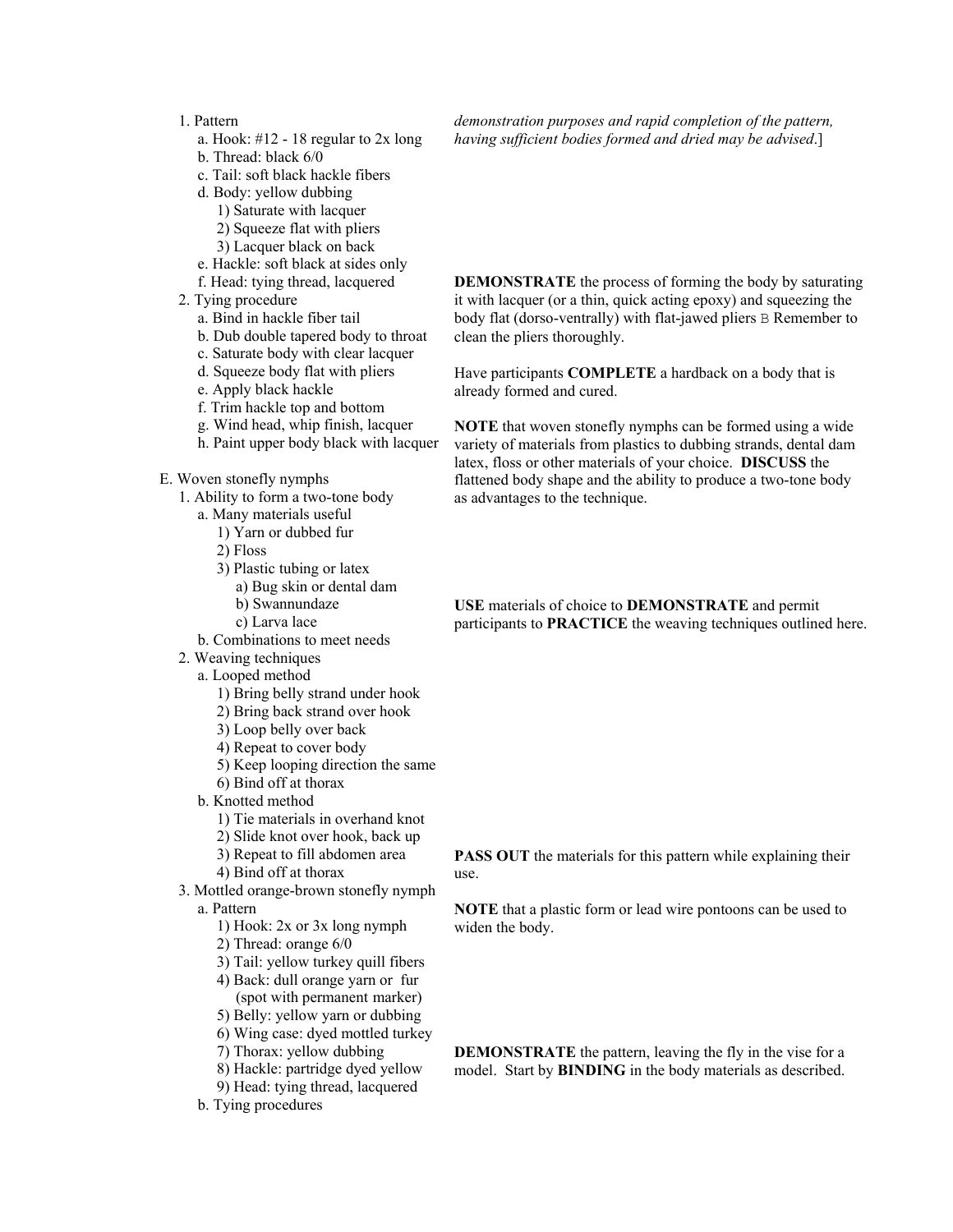1. Pattern
   a. Hook: #12 - 18 regular to 2x long
   b. Thread: black 6/0
   c. Tail: soft black hackle fibers
   d. Body: yellow dubbing
      1) Saturate with lacquer
      2) Squeeze flat with pliers
      3) Lacquer black on back
   e. Hackle: soft black at sides only
   f. Head: tying thread, lacquered
2. Tying procedure
   a. Bind in hackle fiber tail
   b. Dub double tapered body to throat
   c. Saturate body with clear lacquer
   d. Squeeze body flat with pliers
   e. Apply black hackle
   f. Trim hackle top and bottom
   g. Wind head, whip finish, lacquer
   h. Paint upper body black with lacquer

*demonstration purposes and rapid completion of the pattern, having sufficient bodies formed and dried may be advised*.]

**DEMONSTRATE** the process of forming the body by saturating it with lacquer (or a thin, quick acting epoxy) and squeezing the body flat (dorso-ventrally) with flat-jawed pliers B Remember to clean the pliers thoroughly.

Have participants **COMPLETE** a hardback on a body that is already formed and cured.

E. Woven stonefly nymphs
1. Ability to form a two-tone body
   a. Many materials useful
      1) Yarn or dubbed fur
      2) Floss
      3) Plastic tubing or latex
         a) Bug skin or dental dam
         b) Swannundaze
         c) Larva lace
   b. Combinations to meet needs

**NOTE** that woven stonefly nymphs can be formed using a wide variety of materials from plastics to dubbing strands, dental dam latex, floss or other materials of your choice. **DISCUSS** the flattened body shape and the ability to produce a two-tone body as advantages to the technique.

2. Weaving techniques
   a. Looped method
      1) Bring belly strand under hook
      2) Bring back strand over hook
      3) Loop belly over back
      4) Repeat to cover body
      5) Keep looping direction the same
      6) Bind off at thorax
   b. Knotted method
      1) Tie materials in overhand knot
      2) Slide knot over hook, back up
      3) Repeat to fill abdomen area
      4) Bind off at thorax

**USE** materials of choice to **DEMONSTRATE** and permit participants to **PRACTICE** the weaving techniques outlined here.

3. Mottled orange-brown stonefly nymph
   a. Pattern
      1) Hook: 2x or 3x long nymph
      2) Thread: orange 6/0
      3) Tail: yellow turkey quill fibers
      4) Back: dull orange yarn or fur (spot with permanent marker)
      5) Belly: yellow yarn or dubbing
      6) Wing case: dyed mottled turkey
      7) Thorax: yellow dubbing
      8) Hackle: partridge dyed yellow
      9) Head: tying thread, lacquered
   b. Tying procedures

**PASS OUT** the materials for this pattern while explaining their use.

**NOTE** that a plastic form or lead wire pontoons can be used to widen the body.

**DEMONSTRATE** the pattern, leaving the fly in the vise for a model. Start by **BINDING** in the body materials as described.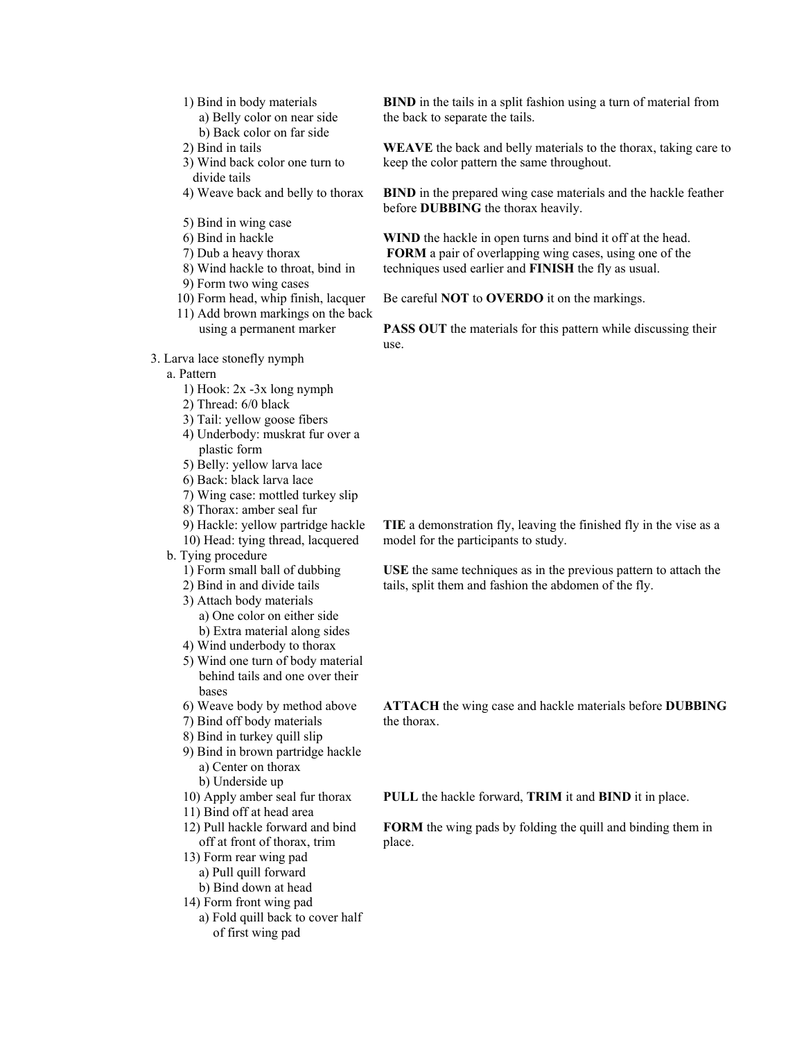1) Bind in body materials
   a) Belly color on near side
   b) Back color on far side
2) Bind in tails
3) Wind back color one turn to divide tails
4) Weave back and belly to thorax
5) Bind in wing case
6) Bind in hackle
7) Dub a heavy thorax
8) Wind hackle to throat, bind in
9) Form two wing cases
10) Form head, whip finish, lacquer
11) Add brown markings on the back using a permanent marker

**BIND** in the tails in a split fashion using a turn of material from the back to separate the tails.

**WEAVE** the back and belly materials to the thorax, taking care to keep the color pattern the same throughout.

**BIND** in the prepared wing case materials and the hackle feather before **DUBBING** the thorax heavily.

**WIND** the hackle in open turns and bind it off at the head. **FORM** a pair of overlapping wing cases, using one of the techniques used earlier and **FINISH** the fly as usual.

Be careful **NOT** to **OVERDO** it on the markings.

**PASS OUT** the materials for this pattern while discussing their use.

3. Larva lace stonefly nymph
   a. Pattern
      1) Hook: 2x -3x long nymph
      2) Thread: 6/0 black
      3) Tail: yellow goose fibers
      4) Underbody: muskrat fur over a plastic form
      5) Belly: yellow larva lace
      6) Back: black larva lace
      7) Wing case: mottled turkey slip
      8) Thorax: amber seal fur
      9) Hackle: yellow partridge hackle
      10) Head: tying thread, lacquered

**TIE** a demonstration fly, leaving the finished fly in the vise as a model for the participants to study.

   b. Tying procedure
      1) Form small ball of dubbing
      2) Bind in and divide tails
      3) Attach body materials
         a) One color on either side
         b) Extra material along sides
      4) Wind underbody to thorax
      5) Wind one turn of body material behind tails and one over their bases

**USE** the same techniques as in the previous pattern to attach the tails, split them and fashion the abdomen of the fly.

      6) Weave body by method above
      7) Bind off body materials
      8) Bind in turkey quill slip
      9) Bind in brown partridge hackle
         a) Center on thorax
         b) Underside up

**ATTACH** the wing case and hackle materials before **DUBBING** the thorax.

      10) Apply amber seal fur thorax
      11) Bind off at head area
      12) Pull hackle forward and bind off at front of thorax, trim

**PULL** the hackle forward, **TRIM** it and **BIND** it in place.

      13) Form rear wing pad
         a) Pull quill forward
         b) Bind down at head
      14) Form front wing pad
         a) Fold quill back to cover half of first wing pad

**FORM** the wing pads by folding the quill and binding them in place.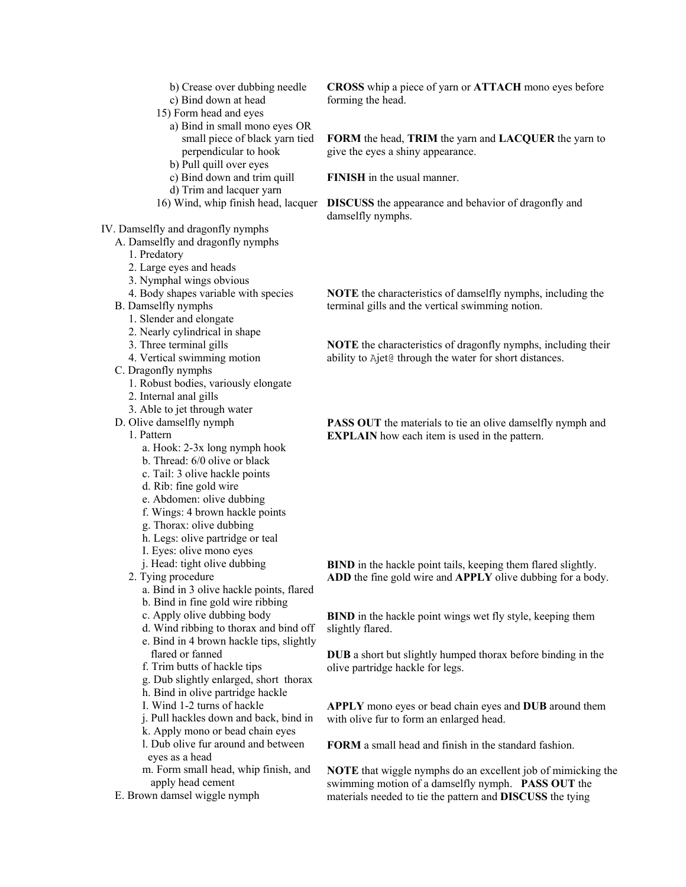b) Crease over dubbing needle
c) Bind down at head

15) Form head and eyes
  a) Bind in small mono eyes OR small piece of black yarn tied perpendicular to hook
  b) Pull quill over eyes
  c) Bind down and trim quill
  d) Trim and lacquer yarn

16) Wind, whip finish head, lacquer

**CROSS** whip a piece of yarn or **ATTACH** mono eyes before forming the head.

**FORM** the head, **TRIM** the yarn and **LACQUER** the yarn to give the eyes a shiny appearance.

**FINISH** in the usual manner.

**DISCUSS** the appearance and behavior of dragonfly and damselfly nymphs.

IV. Damselfly and dragonfly nymphs

A. Damselfly and dragonfly nymphs
  1. Predatory
  2. Large eyes and heads
  3. Nymphal wings obvious
  4. Body shapes variable with species

B. Damselfly nymphs
  1. Slender and elongate
  2. Nearly cylindrical in shape
  3. Three terminal gills
  4. Vertical swimming motion

C. Dragonfly nymphs
  1. Robust bodies, variously elongate
  2. Internal anal gills
  3. Able to jet through water

**NOTE** the characteristics of damselfly nymphs, including the terminal gills and the vertical swimming notion.

**NOTE** the characteristics of dragonfly nymphs, including their ability to Ajet@ through the water for short distances.

D. Olive damselfly nymph
  1. Pattern
    a. Hook: 2-3x long nymph hook
    b. Thread: 6/0 olive or black
    c. Tail: 3 olive hackle points
    d. Rib: fine gold wire
    e. Abdomen: olive dubbing
    f. Wings: 4 brown hackle points
    g. Thorax: olive dubbing
    h. Legs: olive partridge or teal
    I. Eyes: olive mono eyes
    j. Head: tight olive dubbing
  2. Tying procedure
    a. Bind in 3 olive hackle points, flared
    b. Bind in fine gold wire ribbing
    c. Apply olive dubbing body
    d. Wind ribbing to thorax and bind off
    e. Bind in 4 brown hackle tips, slightly flared or fanned
    f. Trim butts of hackle tips
    g. Dub slightly enlarged, short thorax
    h. Bind in olive partridge hackle
    I. Wind 1-2 turns of hackle
    j. Pull hackles down and back, bind in
    k. Apply mono or bead chain eyes
    l. Dub olive fur around and between eyes as a head
    m. Form small head, whip finish, and apply head cement

**PASS OUT** the materials to tie an olive damselfly nymph and **EXPLAIN** how each item is used in the pattern.

**BIND** in the hackle point tails, keeping them flared slightly. **ADD** the fine gold wire and **APPLY** olive dubbing for a body.

**BIND** in the hackle point wings wet fly style, keeping them slightly flared.

**DUB** a short but slightly humped thorax before binding in the olive partridge hackle for legs.

**APPLY** mono eyes or bead chain eyes and **DUB** around them with olive fur to form an enlarged head.

**FORM** a small head and finish in the standard fashion.

E. Brown damsel wiggle nymph

**NOTE** that wiggle nymphs do an excellent job of mimicking the swimming motion of a damselfly nymph. **PASS OUT** the materials needed to tie the pattern and **DISCUSS** the tying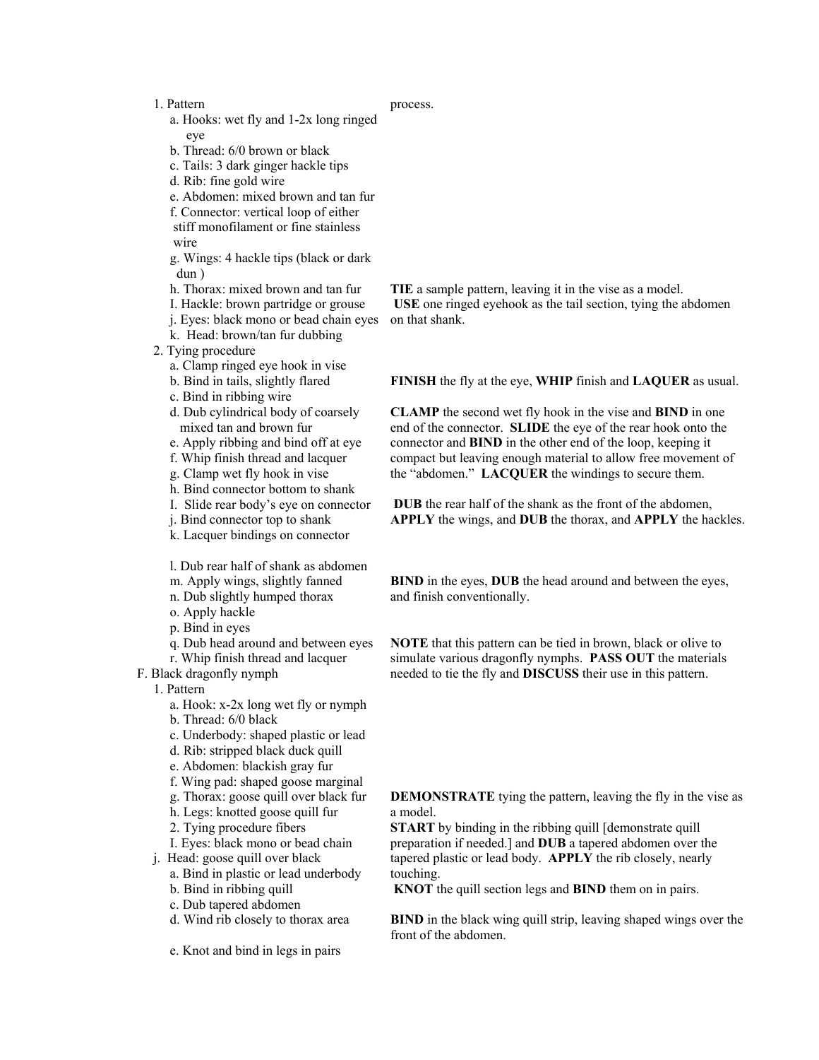1. Pattern
   - a. Hooks: wet fly and 1-2x long ringed eye
   - b. Thread: 6/0 brown or black
   - c. Tails: 3 dark ginger hackle tips
   - d. Rib: fine gold wire
   - e. Abdomen: mixed brown and tan fur
   - f. Connector: vertical loop of either stiff monofilament or fine stainless wire
   - g. Wings: 4 hackle tips (black or dark dun )
   - h. Thorax: mixed brown and tan fur
   - I. Hackle: brown partridge or grouse
   - j. Eyes: black mono or bead chain eyes
   - k. Head: brown/tan fur dubbing
2. Tying procedure
   - a. Clamp ringed eye hook in vise
   - b. Bind in tails, slightly flared
   - c. Bind in ribbing wire
   - d. Dub cylindrical body of coarsely mixed tan and brown fur
   - e. Apply ribbing and bind off at eye
   - f. Whip finish thread and lacquer
   - g. Clamp wet fly hook in vise
   - h. Bind connector bottom to shank
   - I. Slide rear body's eye on connector
   - j. Bind connector top to shank
   - k. Lacquer bindings on connector
   - l. Dub rear half of shank as abdomen
   - m. Apply wings, slightly fanned
   - n. Dub slightly humped thorax
   - o. Apply hackle
   - p. Bind in eyes
   - q. Dub head around and between eyes
   - r. Whip finish thread and lacquer

process.

**TIE** a sample pattern, leaving it in the vise as a model. **USE** one ringed eyehook as the tail section, tying the abdomen on that shank.

**FINISH** the fly at the eye, **WHIP** finish and **LAQUER** as usual.

**CLAMP** the second wet fly hook in the vise and **BIND** in one end of the connector. **SLIDE** the eye of the rear hook onto the connector and **BIND** in the other end of the loop, keeping it compact but leaving enough material to allow free movement of the "abdomen." **LACQUER** the windings to secure them.

**DUB** the rear half of the shank as the front of the abdomen, **APPLY** the wings, and **DUB** the thorax, and **APPLY** the hackles.

**BIND** in the eyes, **DUB** the head around and between the eyes, and finish conventionally.

**NOTE** that this pattern can be tied in brown, black or olive to simulate various dragonfly nymphs. **PASS OUT** the materials needed to tie the fly and **DISCUSS** their use in this pattern.

F. Black dragonfly nymph

1. Pattern
   - a. Hook: x-2x long wet fly or nymph
   - b. Thread: 6/0 black
   - c. Underbody: shaped plastic or lead
   - d. Rib: stripped black duck quill
   - e. Abdomen: blackish gray fur
   - f. Wing pad: shaped goose marginal
   - g. Thorax: goose quill over black fur
   - h. Legs: knotted goose quill fur
2. Tying procedure fibers
   - I. Eyes: black mono or bead chain
   - j. Head: goose quill over black
   - a. Bind in plastic or lead underbody
   - b. Bind in ribbing quill
   - c. Dub tapered abdomen
   - d. Wind rib closely to thorax area
   - e. Knot and bind in legs in pairs

**DEMONSTRATE** tying the pattern, leaving the fly in the vise as a model.

**START** by binding in the ribbing quill [demonstrate quill preparation if needed.] and **DUB** a tapered abdomen over the tapered plastic or lead body. **APPLY** the rib closely, nearly touching.

**KNOT** the quill section legs and **BIND** them on in pairs.

**BIND** in the black wing quill strip, leaving shaped wings over the front of the abdomen.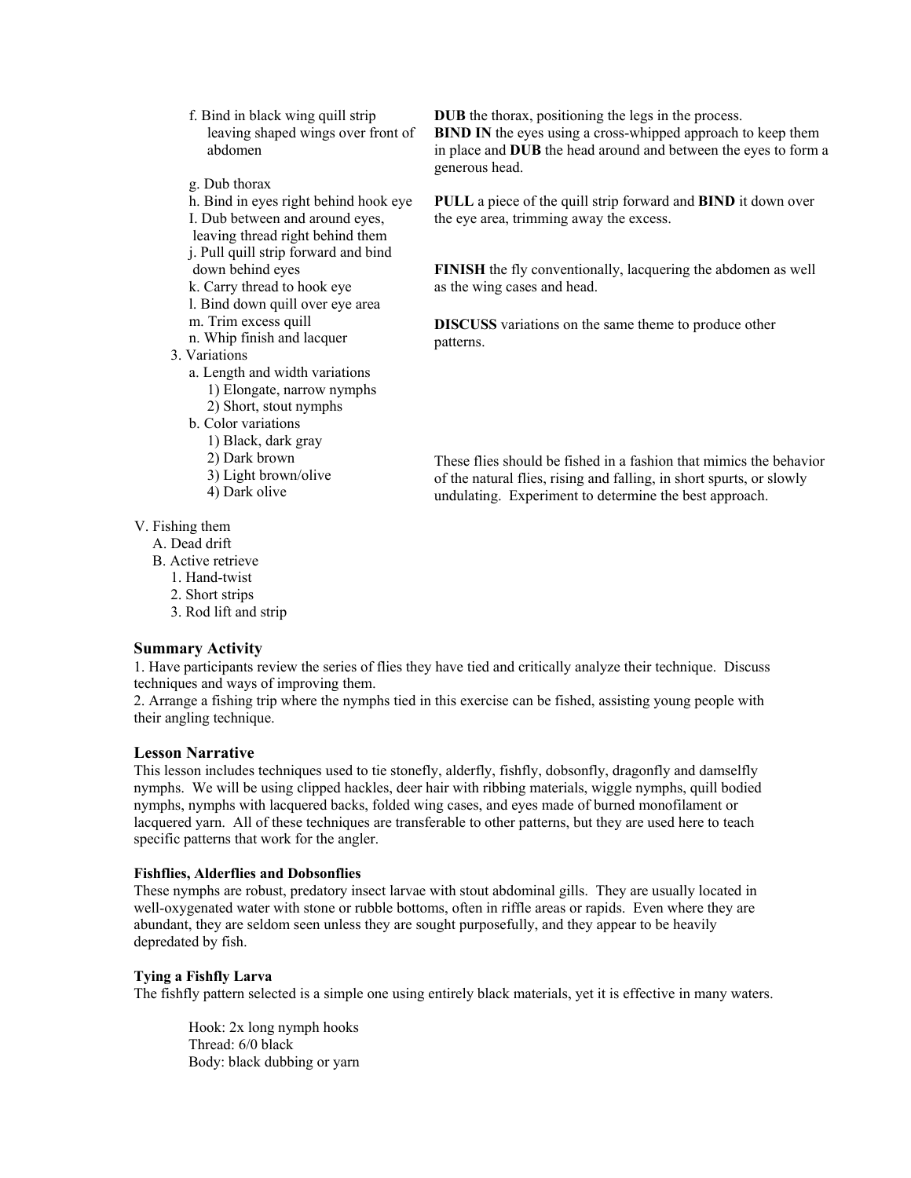f. Bind in black wing quill strip leaving shaped wings over front of abdomen

g. Dub thorax

h. Bind in eyes right behind hook eye

I. Dub between and around eyes, leaving thread right behind them

j. Pull quill strip forward and bind down behind eyes

k. Carry thread to hook eye

l. Bind down quill over eye area

m. Trim excess quill

n. Whip finish and lacquer

3. Variations
   - a. Length and width variations
     - 1) Elongate, narrow nymphs
     - 2) Short, stout nymphs
   - b. Color variations
     - 1) Black, dark gray
     - 2) Dark brown
     - 3) Light brown/olive
     - 4) Dark olive

**DUB** the thorax, positioning the legs in the process. **BIND IN** the eyes using a cross-whipped approach to keep them in place and **DUB** the head around and between the eyes to form a generous head.

**PULL** a piece of the quill strip forward and **BIND** it down over the eye area, trimming away the excess.

**FINISH** the fly conventionally, lacquering the abdomen as well as the wing cases and head.

**DISCUSS** variations on the same theme to produce other patterns.

These flies should be fished in a fashion that mimics the behavior of the natural flies, rising and falling, in short spurts, or slowly undulating. Experiment to determine the best approach.

V. Fishing them
- A. Dead drift
- B. Active retrieve
  - 1. Hand-twist
  - 2. Short strips
  - 3. Rod lift and strip

### Summary Activity

1. Have participants review the series of flies they have tied and critically analyze their technique. Discuss techniques and ways of improving them.
2. Arrange a fishing trip where the nymphs tied in this exercise can be fished, assisting young people with their angling technique.

### Lesson Narrative

This lesson includes techniques used to tie stonefly, alderfly, fishfly, dobsonfly, dragonfly and damselfly nymphs. We will be using clipped hackles, deer hair with ribbing materials, wiggle nymphs, quill bodied nymphs, nymphs with lacquered backs, folded wing cases, and eyes made of burned monofilament or lacquered yarn. All of these techniques are transferable to other patterns, but they are used here to teach specific patterns that work for the angler.

#### Fishflies, Alderflies and Dobsonflies

These nymphs are robust, predatory insect larvae with stout abdominal gills. They are usually located in well-oxygenated water with stone or rubble bottoms, often in riffle areas or rapids. Even where they are abundant, they are seldom seen unless they are sought purposefully, and they appear to be heavily depredated by fish.

#### Tying a Fishfly Larva

The fishfly pattern selected is a simple one using entirely black materials, yet it is effective in many waters.

Hook: 2x long nymph hooks
Thread: 6/0 black
Body: black dubbing or yarn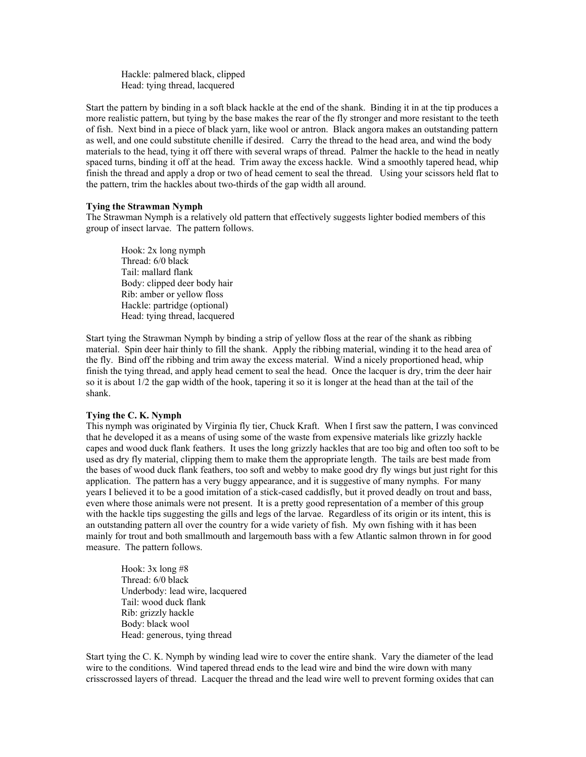Hackle: palmered black, clipped  
Head: tying thread, lacquered

Start the pattern by binding in a soft black hackle at the end of the shank. Binding it in at the tip produces a more realistic pattern, but tying by the base makes the rear of the fly stronger and more resistant to the teeth of fish. Next bind in a piece of black yarn, like wool or antron. Black angora makes an outstanding pattern as well, and one could substitute chenille if desired. Carry the thread to the head area, and wind the body materials to the head, tying it off there with several wraps of thread. Palmer the hackle to the head in neatly spaced turns, binding it off at the head. Trim away the excess hackle. Wind a smoothly tapered head, whip finish the thread and apply a drop or two of head cement to seal the thread. Using your scissors held flat to the pattern, trim the hackles about two-thirds of the gap width all around.

**Tying the Strawman Nymph**

The Strawman Nymph is a relatively old pattern that effectively suggests lighter bodied members of this group of insect larvae. The pattern follows.

Hook: 2x long nymph  
Thread: 6/0 black  
Tail: mallard flank  
Body: clipped deer body hair  
Rib: amber or yellow floss  
Hackle: partridge (optional)  
Head: tying thread, lacquered

Start tying the Strawman Nymph by binding a strip of yellow floss at the rear of the shank as ribbing material. Spin deer hair thinly to fill the shank. Apply the ribbing material, winding it to the head area of the fly. Bind off the ribbing and trim away the excess material. Wind a nicely proportioned head, whip finish the tying thread, and apply head cement to seal the head. Once the lacquer is dry, trim the deer hair so it is about 1/2 the gap width of the hook, tapering it so it is longer at the head than at the tail of the shank.

**Tying the C. K. Nymph**

This nymph was originated by Virginia fly tier, Chuck Kraft. When I first saw the pattern, I was convinced that he developed it as a means of using some of the waste from expensive materials like grizzly hackle capes and wood duck flank feathers. It uses the long grizzly hackles that are too big and often too soft to be used as dry fly material, clipping them to make them the appropriate length. The tails are best made from the bases of wood duck flank feathers, too soft and webby to make good dry fly wings but just right for this application. The pattern has a very buggy appearance, and it is suggestive of many nymphs. For many years I believed it to be a good imitation of a stick-cased caddisfly, but it proved deadly on trout and bass, even where those animals were not present. It is a pretty good representation of a member of this group with the hackle tips suggesting the gills and legs of the larvae. Regardless of its origin or its intent, this is an outstanding pattern all over the country for a wide variety of fish. My own fishing with it has been mainly for trout and both smallmouth and largemouth bass with a few Atlantic salmon thrown in for good measure. The pattern follows.

Hook: 3x long #8  
Thread: 6/0 black  
Underbody: lead wire, lacquered  
Tail: wood duck flank  
Rib: grizzly hackle  
Body: black wool  
Head: generous, tying thread

Start tying the C. K. Nymph by winding lead wire to cover the entire shank. Vary the diameter of the lead wire to the conditions. Wind tapered thread ends to the lead wire and bind the wire down with many crisscrossed layers of thread. Lacquer the thread and the lead wire well to prevent forming oxides that can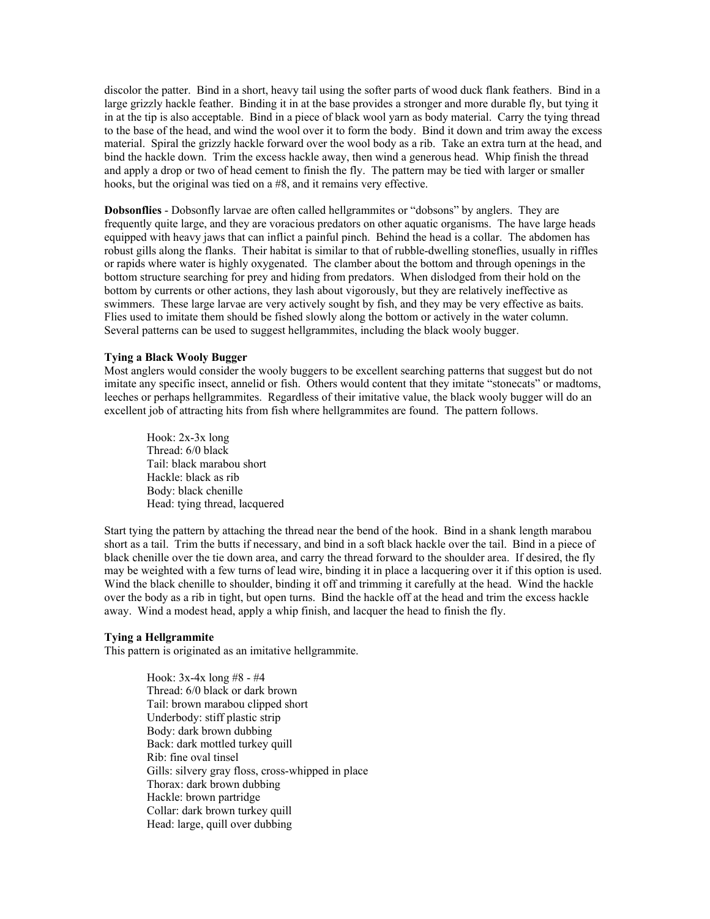discolor the patter. Bind in a short, heavy tail using the softer parts of wood duck flank feathers. Bind in a large grizzly hackle feather. Binding it in at the base provides a stronger and more durable fly, but tying it in at the tip is also acceptable. Bind in a piece of black wool yarn as body material. Carry the tying thread to the base of the head, and wind the wool over it to form the body. Bind it down and trim away the excess material. Spiral the grizzly hackle forward over the wool body as a rib. Take an extra turn at the head, and bind the hackle down. Trim the excess hackle away, then wind a generous head. Whip finish the thread and apply a drop or two of head cement to finish the fly. The pattern may be tied with larger or smaller hooks, but the original was tied on a #8, and it remains very effective.

**Dobsonflies** - Dobsonfly larvae are often called hellgrammites or "dobsons" by anglers. They are frequently quite large, and they are voracious predators on other aquatic organisms. The have large heads equipped with heavy jaws that can inflict a painful pinch. Behind the head is a collar. The abdomen has robust gills along the flanks. Their habitat is similar to that of rubble-dwelling stoneflies, usually in riffles or rapids where water is highly oxygenated. The clamber about the bottom and through openings in the bottom structure searching for prey and hiding from predators. When dislodged from their hold on the bottom by currents or other actions, they lash about vigorously, but they are relatively ineffective as swimmers. These large larvae are very actively sought by fish, and they may be very effective as baits. Flies used to imitate them should be fished slowly along the bottom or actively in the water column. Several patterns can be used to suggest hellgrammites, including the black wooly bugger.

**Tying a Black Wooly Bugger**

Most anglers would consider the wooly buggers to be excellent searching patterns that suggest but do not imitate any specific insect, annelid or fish. Others would content that they imitate "stonecats" or madtoms, leeches or perhaps hellgrammites. Regardless of their imitative value, the black wooly bugger will do an excellent job of attracting hits from fish where hellgrammites are found. The pattern follows.

Hook: 2x-3x long
Thread: 6/0 black
Tail: black marabou short
Hackle: black as rib
Body: black chenille
Head: tying thread, lacquered

Start tying the pattern by attaching the thread near the bend of the hook. Bind in a shank length marabou short as a tail. Trim the butts if necessary, and bind in a soft black hackle over the tail. Bind in a piece of black chenille over the tie down area, and carry the thread forward to the shoulder area. If desired, the fly may be weighted with a few turns of lead wire, binding it in place a lacquering over it if this option is used. Wind the black chenille to shoulder, binding it off and trimming it carefully at the head. Wind the hackle over the body as a rib in tight, but open turns. Bind the hackle off at the head and trim the excess hackle away. Wind a modest head, apply a whip finish, and lacquer the head to finish the fly.

**Tying a Hellgrammite**

This pattern is originated as an imitative hellgrammite.

Hook: 3x-4x long #8 - #4
Thread: 6/0 black or dark brown
Tail: brown marabou clipped short
Underbody: stiff plastic strip
Body: dark brown dubbing
Back: dark mottled turkey quill
Rib: fine oval tinsel
Gills: silvery gray floss, cross-whipped in place
Thorax: dark brown dubbing
Hackle: brown partridge
Collar: dark brown turkey quill
Head: large, quill over dubbing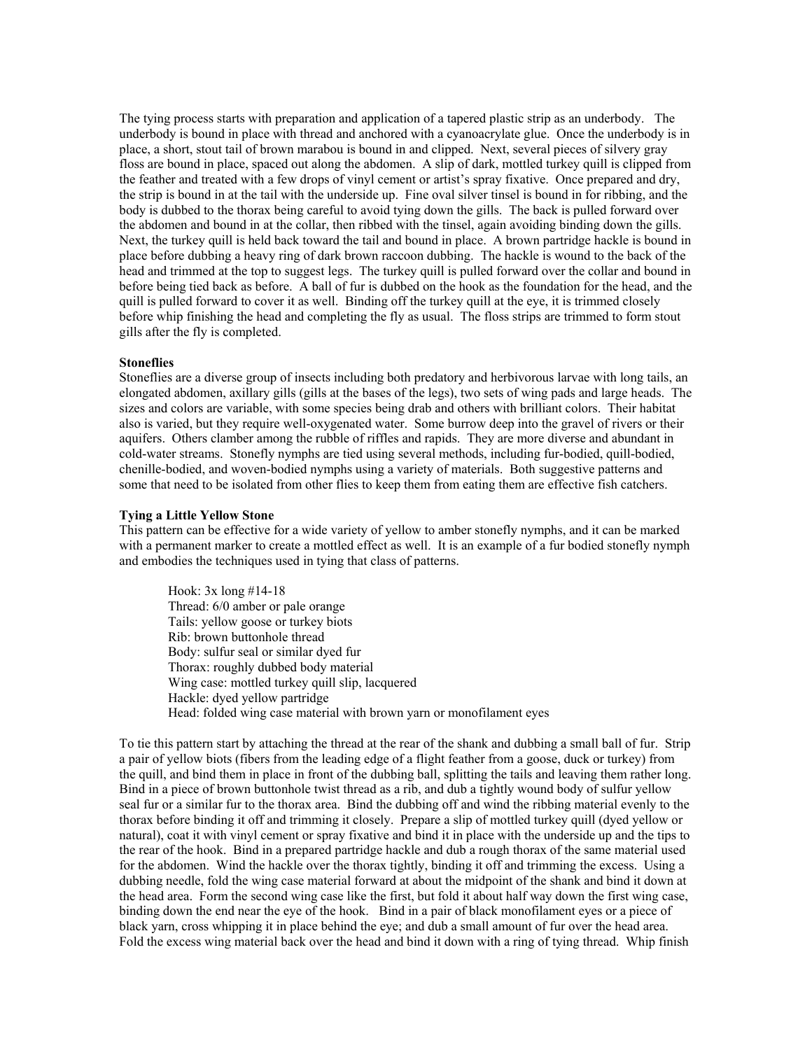The tying process starts with preparation and application of a tapered plastic strip as an underbody. The underbody is bound in place with thread and anchored with a cyanoacrylate glue. Once the underbody is in place, a short, stout tail of brown marabou is bound in and clipped. Next, several pieces of silvery gray floss are bound in place, spaced out along the abdomen. A slip of dark, mottled turkey quill is clipped from the feather and treated with a few drops of vinyl cement or artist's spray fixative. Once prepared and dry, the strip is bound in at the tail with the underside up. Fine oval silver tinsel is bound in for ribbing, and the body is dubbed to the thorax being careful to avoid tying down the gills. The back is pulled forward over the abdomen and bound in at the collar, then ribbed with the tinsel, again avoiding binding down the gills. Next, the turkey quill is held back toward the tail and bound in place. A brown partridge hackle is bound in place before dubbing a heavy ring of dark brown raccoon dubbing. The hackle is wound to the back of the head and trimmed at the top to suggest legs. The turkey quill is pulled forward over the collar and bound in before being tied back as before. A ball of fur is dubbed on the hook as the foundation for the head, and the quill is pulled forward to cover it as well. Binding off the turkey quill at the eye, it is trimmed closely before whip finishing the head and completing the fly as usual. The floss strips are trimmed to form stout gills after the fly is completed.

**Stoneflies**

Stoneflies are a diverse group of insects including both predatory and herbivorous larvae with long tails, an elongated abdomen, axillary gills (gills at the bases of the legs), two sets of wing pads and large heads. The sizes and colors are variable, with some species being drab and others with brilliant colors. Their habitat also is varied, but they require well-oxygenated water. Some burrow deep into the gravel of rivers or their aquifers. Others clamber among the rubble of riffles and rapids. They are more diverse and abundant in cold-water streams. Stonefly nymphs are tied using several methods, including fur-bodied, quill-bodied, chenille-bodied, and woven-bodied nymphs using a variety of materials. Both suggestive patterns and some that need to be isolated from other flies to keep them from eating them are effective fish catchers.

**Tying a Little Yellow Stone**

This pattern can be effective for a wide variety of yellow to amber stonefly nymphs, and it can be marked with a permanent marker to create a mottled effect as well. It is an example of a fur bodied stonefly nymph and embodies the techniques used in tying that class of patterns.

> Hook: 3x long #14-18
> Thread: 6/0 amber or pale orange
> Tails: yellow goose or turkey biots
> Rib: brown buttonhole thread
> Body: sulfur seal or similar dyed fur
> Thorax: roughly dubbed body material
> Wing case: mottled turkey quill slip, lacquered
> Hackle: dyed yellow partridge
> Head: folded wing case material with brown yarn or monofilament eyes

To tie this pattern start by attaching the thread at the rear of the shank and dubbing a small ball of fur. Strip a pair of yellow biots (fibers from the leading edge of a flight feather from a goose, duck or turkey) from the quill, and bind them in place in front of the dubbing ball, splitting the tails and leaving them rather long. Bind in a piece of brown buttonhole twist thread as a rib, and dub a tightly wound body of sulfur yellow seal fur or a similar fur to the thorax area. Bind the dubbing off and wind the ribbing material evenly to the thorax before binding it off and trimming it closely. Prepare a slip of mottled turkey quill (dyed yellow or natural), coat it with vinyl cement or spray fixative and bind it in place with the underside up and the tips to the rear of the hook. Bind in a prepared partridge hackle and dub a rough thorax of the same material used for the abdomen. Wind the hackle over the thorax tightly, binding it off and trimming the excess. Using a dubbing needle, fold the wing case material forward at about the midpoint of the shank and bind it down at the head area. Form the second wing case like the first, but fold it about half way down the first wing case, binding down the end near the eye of the hook. Bind in a pair of black monofilament eyes or a piece of black yarn, cross whipping it in place behind the eye; and dub a small amount of fur over the head area. Fold the excess wing material back over the head and bind it down with a ring of tying thread. Whip finish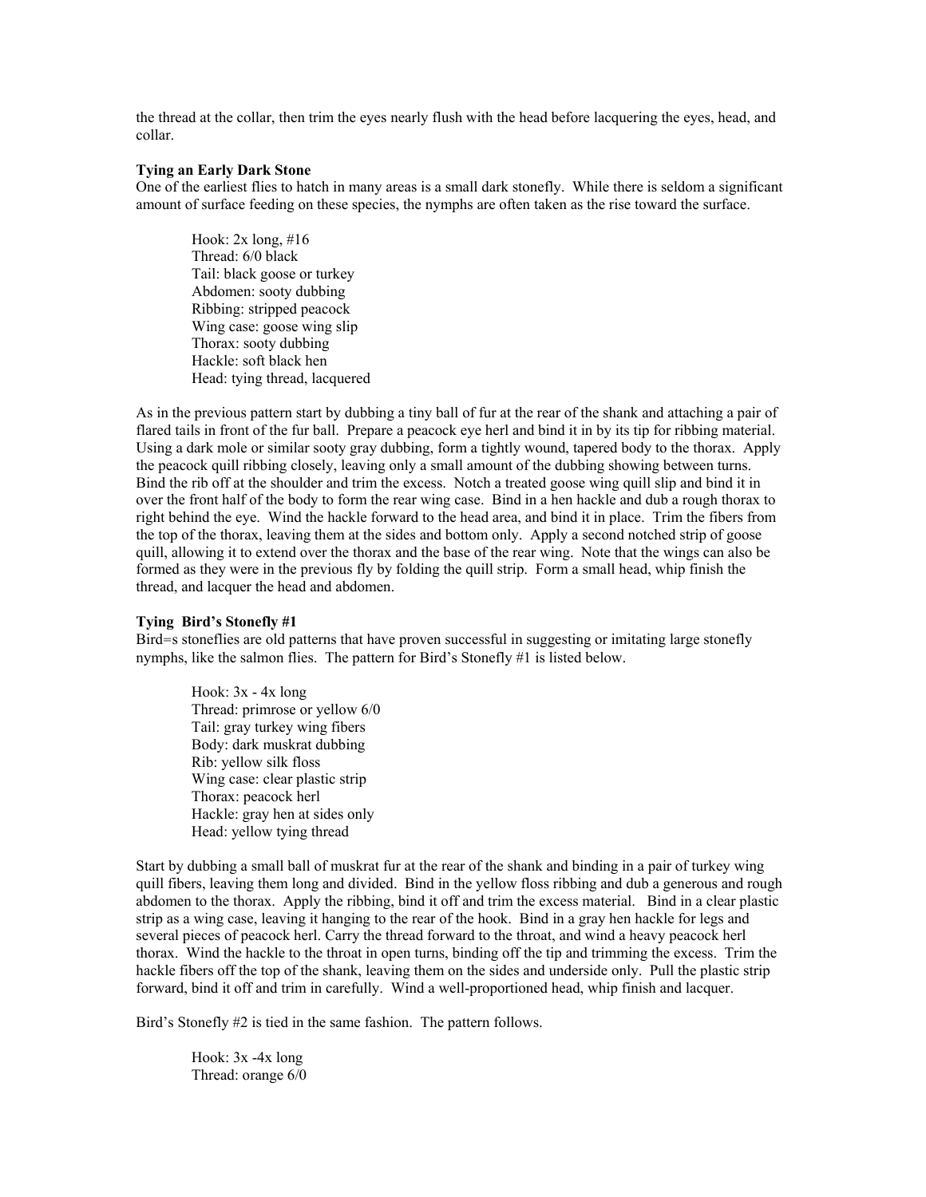the thread at the collar, then trim the eyes nearly flush with the head before lacquering the eyes, head, and collar.

**Tying an Early Dark Stone**

One of the earliest flies to hatch in many areas is a small dark stonefly. While there is seldom a significant amount of surface feeding on these species, the nymphs are often taken as the rise toward the surface.

Hook: 2x long, #16
Thread: 6/0 black
Tail: black goose or turkey
Abdomen: sooty dubbing
Ribbing: stripped peacock
Wing case: goose wing slip
Thorax: sooty dubbing
Hackle: soft black hen
Head: tying thread, lacquered

As in the previous pattern start by dubbing a tiny ball of fur at the rear of the shank and attaching a pair of flared tails in front of the fur ball. Prepare a peacock eye herl and bind it in by its tip for ribbing material. Using a dark mole or similar sooty gray dubbing, form a tightly wound, tapered body to the thorax. Apply the peacock quill ribbing closely, leaving only a small amount of the dubbing showing between turns. Bind the rib off at the shoulder and trim the excess. Notch a treated goose wing quill slip and bind it in over the front half of the body to form the rear wing case. Bind in a hen hackle and dub a rough thorax to right behind the eye. Wind the hackle forward to the head area, and bind it in place. Trim the fibers from the top of the thorax, leaving them at the sides and bottom only. Apply a second notched strip of goose quill, allowing it to extend over the thorax and the base of the rear wing. Note that the wings can also be formed as they were in the previous fly by folding the quill strip. Form a small head, whip finish the thread, and lacquer the head and abdomen.

**Tying Bird's Stonefly #1**

Bird=s stoneflies are old patterns that have proven successful in suggesting or imitating large stonefly nymphs, like the salmon flies. The pattern for Bird's Stonefly #1 is listed below.

Hook: 3x - 4x long
Thread: primrose or yellow 6/0
Tail: gray turkey wing fibers
Body: dark muskrat dubbing
Rib: yellow silk floss
Wing case: clear plastic strip
Thorax: peacock herl
Hackle: gray hen at sides only
Head: yellow tying thread

Start by dubbing a small ball of muskrat fur at the rear of the shank and binding in a pair of turkey wing quill fibers, leaving them long and divided. Bind in the yellow floss ribbing and dub a generous and rough abdomen to the thorax. Apply the ribbing, bind it off and trim the excess material. Bind in a clear plastic strip as a wing case, leaving it hanging to the rear of the hook. Bind in a gray hen hackle for legs and several pieces of peacock herl. Carry the thread forward to the throat, and wind a heavy peacock herl thorax. Wind the hackle to the throat in open turns, binding off the tip and trimming the excess. Trim the hackle fibers off the top of the shank, leaving them on the sides and underside only. Pull the plastic strip forward, bind it off and trim in carefully. Wind a well-proportioned head, whip finish and lacquer.

Bird's Stonefly #2 is tied in the same fashion. The pattern follows.

Hook: 3x -4x long
Thread: orange 6/0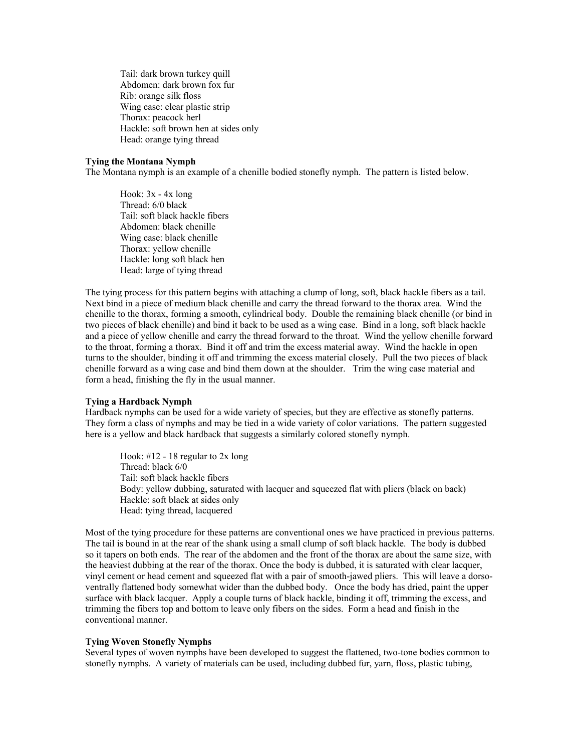Tail: dark brown turkey quill
Abdomen: dark brown fox fur
Rib: orange silk floss
Wing case: clear plastic strip
Thorax: peacock herl
Hackle: soft brown hen at sides only
Head: orange tying thread

**Tying the Montana Nymph**

The Montana nymph is an example of a chenille bodied stonefly nymph. The pattern is listed below.

Hook: 3x - 4x long
Thread: 6/0 black
Tail: soft black hackle fibers
Abdomen: black chenille
Wing case: black chenille
Thorax: yellow chenille
Hackle: long soft black hen
Head: large of tying thread

The tying process for this pattern begins with attaching a clump of long, soft, black hackle fibers as a tail. Next bind in a piece of medium black chenille and carry the thread forward to the thorax area. Wind the chenille to the thorax, forming a smooth, cylindrical body. Double the remaining black chenille (or bind in two pieces of black chenille) and bind it back to be used as a wing case. Bind in a long, soft black hackle and a piece of yellow chenille and carry the thread forward to the throat. Wind the yellow chenille forward to the throat, forming a thorax. Bind it off and trim the excess material away. Wind the hackle in open turns to the shoulder, binding it off and trimming the excess material closely. Pull the two pieces of black chenille forward as a wing case and bind them down at the shoulder. Trim the wing case material and form a head, finishing the fly in the usual manner.

**Tying a Hardback Nymph**

Hardback nymphs can be used for a wide variety of species, but they are effective as stonefly patterns. They form a class of nymphs and may be tied in a wide variety of color variations. The pattern suggested here is a yellow and black hardback that suggests a similarly colored stonefly nymph.

Hook: #12 - 18 regular to 2x long
Thread: black 6/0
Tail: soft black hackle fibers
Body: yellow dubbing, saturated with lacquer and squeezed flat with pliers (black on back)
Hackle: soft black at sides only
Head: tying thread, lacquered

Most of the tying procedure for these patterns are conventional ones we have practiced in previous patterns. The tail is bound in at the rear of the shank using a small clump of soft black hackle. The body is dubbed so it tapers on both ends. The rear of the abdomen and the front of the thorax are about the same size, with the heaviest dubbing at the rear of the thorax. Once the body is dubbed, it is saturated with clear lacquer, vinyl cement or head cement and squeezed flat with a pair of smooth-jawed pliers. This will leave a dorso-ventrally flattened body somewhat wider than the dubbed body. Once the body has dried, paint the upper surface with black lacquer. Apply a couple turns of black hackle, binding it off, trimming the excess, and trimming the fibers top and bottom to leave only fibers on the sides. Form a head and finish in the conventional manner.

**Tying Woven Stonefly Nymphs**

Several types of woven nymphs have been developed to suggest the flattened, two-tone bodies common to stonefly nymphs. A variety of materials can be used, including dubbed fur, yarn, floss, plastic tubing,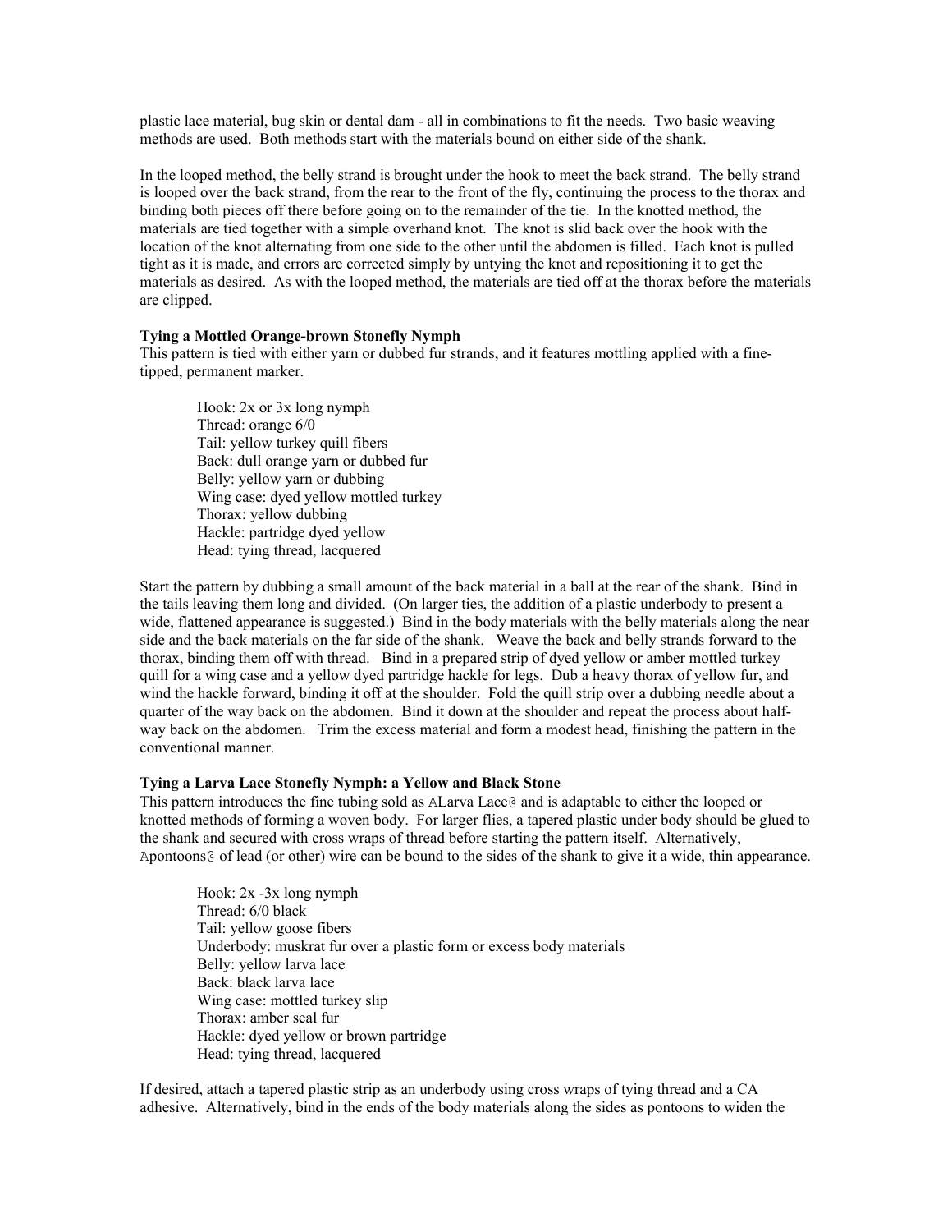plastic lace material, bug skin or dental dam - all in combinations to fit the needs. Two basic weaving methods are used. Both methods start with the materials bound on either side of the shank.

In the looped method, the belly strand is brought under the hook to meet the back strand. The belly strand is looped over the back strand, from the rear to the front of the fly, continuing the process to the thorax and binding both pieces off there before going on to the remainder of the tie. In the knotted method, the materials are tied together with a simple overhand knot. The knot is slid back over the hook with the location of the knot alternating from one side to the other until the abdomen is filled. Each knot is pulled tight as it is made, and errors are corrected simply by untying the knot and repositioning it to get the materials as desired. As with the looped method, the materials are tied off at the thorax before the materials are clipped.

**Tying a Mottled Orange-brown Stonefly Nymph**

This pattern is tied with either yarn or dubbed fur strands, and it features mottling applied with a fine-tipped, permanent marker.

> Hook: 2x or 3x long nymph
> Thread: orange 6/0
> Tail: yellow turkey quill fibers
> Back: dull orange yarn or dubbed fur
> Belly: yellow yarn or dubbing
> Wing case: dyed yellow mottled turkey
> Thorax: yellow dubbing
> Hackle: partridge dyed yellow
> Head: tying thread, lacquered

Start the pattern by dubbing a small amount of the back material in a ball at the rear of the shank. Bind in the tails leaving them long and divided. (On larger ties, the addition of a plastic underbody to present a wide, flattened appearance is suggested.) Bind in the body materials with the belly materials along the near side and the back materials on the far side of the shank. Weave the back and belly strands forward to the thorax, binding them off with thread. Bind in a prepared strip of dyed yellow or amber mottled turkey quill for a wing case and a yellow dyed partridge hackle for legs. Dub a heavy thorax of yellow fur, and wind the hackle forward, binding it off at the shoulder. Fold the quill strip over a dubbing needle about a quarter of the way back on the abdomen. Bind it down at the shoulder and repeat the process about half-way back on the abdomen. Trim the excess material and form a modest head, finishing the pattern in the conventional manner.

**Tying a Larva Lace Stonefly Nymph: a Yellow and Black Stone**

This pattern introduces the fine tubing sold as ALarva Lace@ and is adaptable to either the looped or knotted methods of forming a woven body. For larger flies, a tapered plastic under body should be glued to the shank and secured with cross wraps of thread before starting the pattern itself. Alternatively, Apontoons@ of lead (or other) wire can be bound to the sides of the shank to give it a wide, thin appearance.

> Hook: 2x -3x long nymph
> Thread: 6/0 black
> Tail: yellow goose fibers
> Underbody: muskrat fur over a plastic form or excess body materials
> Belly: yellow larva lace
> Back: black larva lace
> Wing case: mottled turkey slip
> Thorax: amber seal fur
> Hackle: dyed yellow or brown partridge
> Head: tying thread, lacquered

If desired, attach a tapered plastic strip as an underbody using cross wraps of tying thread and a CA adhesive. Alternatively, bind in the ends of the body materials along the sides as pontoons to widen the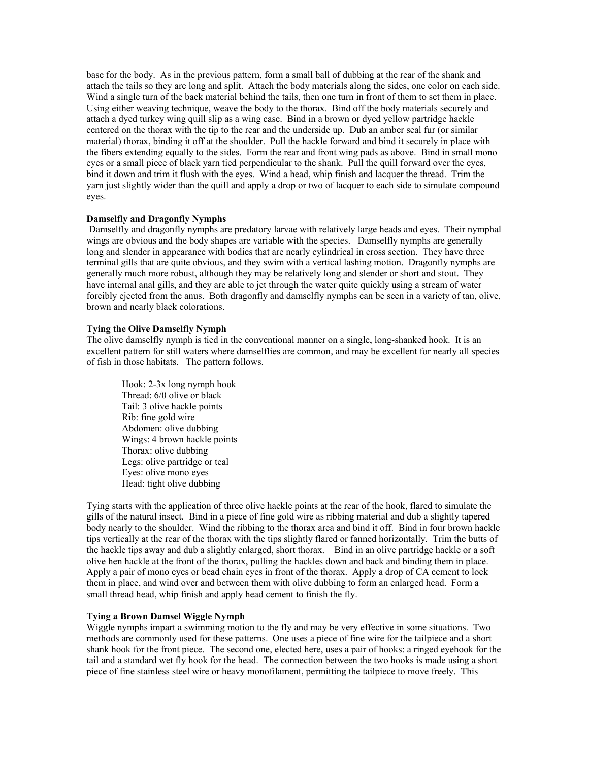base for the body. As in the previous pattern, form a small ball of dubbing at the rear of the shank and attach the tails so they are long and split. Attach the body materials along the sides, one color on each side. Wind a single turn of the back material behind the tails, then one turn in front of them to set them in place. Using either weaving technique, weave the body to the thorax. Bind off the body materials securely and attach a dyed turkey wing quill slip as a wing case. Bind in a brown or dyed yellow partridge hackle centered on the thorax with the tip to the rear and the underside up. Dub an amber seal fur (or similar material) thorax, binding it off at the shoulder. Pull the hackle forward and bind it securely in place with the fibers extending equally to the sides. Form the rear and front wing pads as above. Bind in small mono eyes or a small piece of black yarn tied perpendicular to the shank. Pull the quill forward over the eyes, bind it down and trim it flush with the eyes. Wind a head, whip finish and lacquer the thread. Trim the yarn just slightly wider than the quill and apply a drop or two of lacquer to each side to simulate compound eyes.

**Damselfly and Dragonfly Nymphs**

Damselfly and dragonfly nymphs are predatory larvae with relatively large heads and eyes. Their nymphal wings are obvious and the body shapes are variable with the species. Damselfly nymphs are generally long and slender in appearance with bodies that are nearly cylindrical in cross section. They have three terminal gills that are quite obvious, and they swim with a vertical lashing motion. Dragonfly nymphs are generally much more robust, although they may be relatively long and slender or short and stout. They have internal anal gills, and they are able to jet through the water quite quickly using a stream of water forcibly ejected from the anus. Both dragonfly and damselfly nymphs can be seen in a variety of tan, olive, brown and nearly black colorations.

**Tying the Olive Damselfly Nymph**

The olive damselfly nymph is tied in the conventional manner on a single, long-shanked hook. It is an excellent pattern for still waters where damselflies are common, and may be excellent for nearly all species of fish in those habitats. The pattern follows.

Hook: 2-3x long nymph hook
Thread: 6/0 olive or black
Tail: 3 olive hackle points
Rib: fine gold wire
Abdomen: olive dubbing
Wings: 4 brown hackle points
Thorax: olive dubbing
Legs: olive partridge or teal
Eyes: olive mono eyes
Head: tight olive dubbing

Tying starts with the application of three olive hackle points at the rear of the hook, flared to simulate the gills of the natural insect. Bind in a piece of fine gold wire as ribbing material and dub a slightly tapered body nearly to the shoulder. Wind the ribbing to the thorax area and bind it off. Bind in four brown hackle tips vertically at the rear of the thorax with the tips slightly flared or fanned horizontally. Trim the butts of the hackle tips away and dub a slightly enlarged, short thorax. Bind in an olive partridge hackle or a soft olive hen hackle at the front of the thorax, pulling the hackles down and back and binding them in place. Apply a pair of mono eyes or bead chain eyes in front of the thorax. Apply a drop of CA cement to lock them in place, and wind over and between them with olive dubbing to form an enlarged head. Form a small thread head, whip finish and apply head cement to finish the fly.

**Tying a Brown Damsel Wiggle Nymph**

Wiggle nymphs impart a swimming motion to the fly and may be very effective in some situations. Two methods are commonly used for these patterns. One uses a piece of fine wire for the tailpiece and a short shank hook for the front piece. The second one, elected here, uses a pair of hooks: a ringed eyehook for the tail and a standard wet fly hook for the head. The connection between the two hooks is made using a short piece of fine stainless steel wire or heavy monofilament, permitting the tailpiece to move freely. This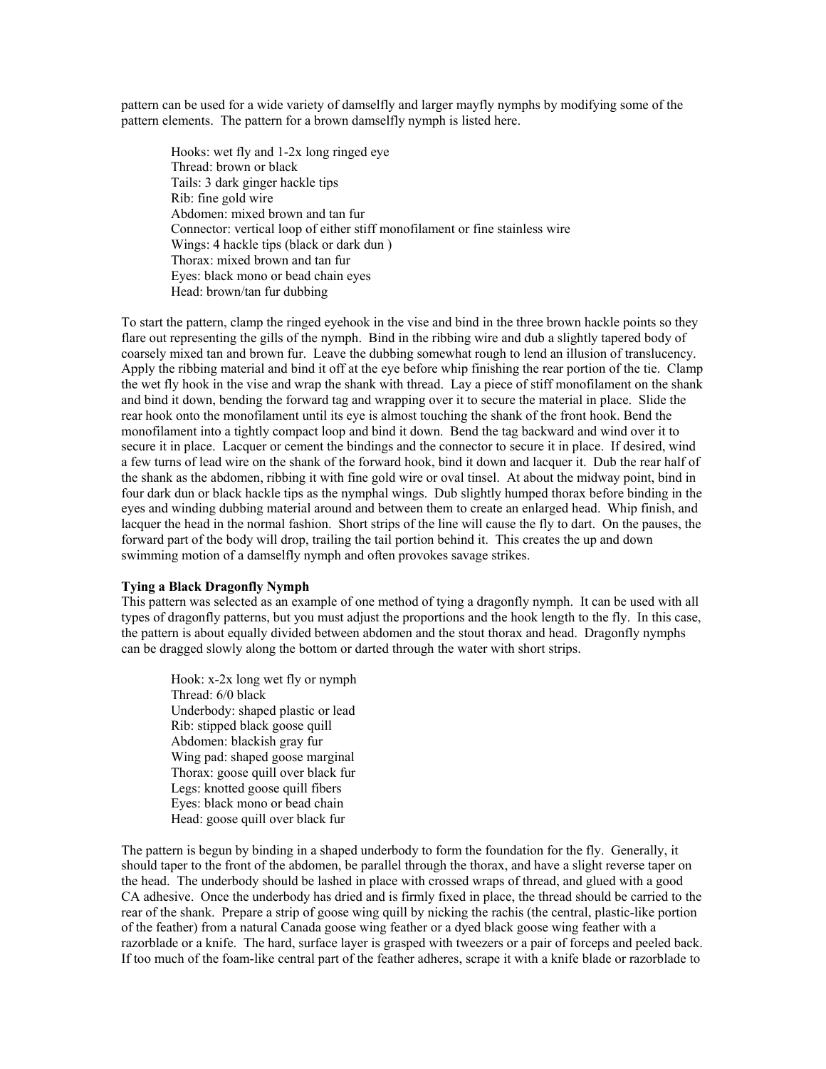pattern can be used for a wide variety of damselfly and larger mayfly nymphs by modifying some of the pattern elements. The pattern for a brown damselfly nymph is listed here.

Hooks: wet fly and 1-2x long ringed eye
Thread: brown or black
Tails: 3 dark ginger hackle tips
Rib: fine gold wire
Abdomen: mixed brown and tan fur
Connector: vertical loop of either stiff monofilament or fine stainless wire
Wings: 4 hackle tips (black or dark dun )
Thorax: mixed brown and tan fur
Eyes: black mono or bead chain eyes
Head: brown/tan fur dubbing

To start the pattern, clamp the ringed eyehook in the vise and bind in the three brown hackle points so they flare out representing the gills of the nymph. Bind in the ribbing wire and dub a slightly tapered body of coarsely mixed tan and brown fur. Leave the dubbing somewhat rough to lend an illusion of translucency. Apply the ribbing material and bind it off at the eye before whip finishing the rear portion of the tie. Clamp the wet fly hook in the vise and wrap the shank with thread. Lay a piece of stiff monofilament on the shank and bind it down, bending the forward tag and wrapping over it to secure the material in place. Slide the rear hook onto the monofilament until its eye is almost touching the shank of the front hook. Bend the monofilament into a tightly compact loop and bind it down. Bend the tag backward and wind over it to secure it in place. Lacquer or cement the bindings and the connector to secure it in place. If desired, wind a few turns of lead wire on the shank of the forward hook, bind it down and lacquer it. Dub the rear half of the shank as the abdomen, ribbing it with fine gold wire or oval tinsel. At about the midway point, bind in four dark dun or black hackle tips as the nymphal wings. Dub slightly humped thorax before binding in the eyes and winding dubbing material around and between them to create an enlarged head. Whip finish, and lacquer the head in the normal fashion. Short strips of the line will cause the fly to dart. On the pauses, the forward part of the body will drop, trailing the tail portion behind it. This creates the up and down swimming motion of a damselfly nymph and often provokes savage strikes.

**Tying a Black Dragonfly Nymph**

This pattern was selected as an example of one method of tying a dragonfly nymph. It can be used with all types of dragonfly patterns, but you must adjust the proportions and the hook length to the fly. In this case, the pattern is about equally divided between abdomen and the stout thorax and head. Dragonfly nymphs can be dragged slowly along the bottom or darted through the water with short strips.

Hook: x-2x long wet fly or nymph
Thread: 6/0 black
Underbody: shaped plastic or lead
Rib: stipped black goose quill
Abdomen: blackish gray fur
Wing pad: shaped goose marginal
Thorax: goose quill over black fur
Legs: knotted goose quill fibers
Eyes: black mono or bead chain
Head: goose quill over black fur

The pattern is begun by binding in a shaped underbody to form the foundation for the fly. Generally, it should taper to the front of the abdomen, be parallel through the thorax, and have a slight reverse taper on the head. The underbody should be lashed in place with crossed wraps of thread, and glued with a good CA adhesive. Once the underbody has dried and is firmly fixed in place, the thread should be carried to the rear of the shank. Prepare a strip of goose wing quill by nicking the rachis (the central, plastic-like portion of the feather) from a natural Canada goose wing feather or a dyed black goose wing feather with a razorblade or a knife. The hard, surface layer is grasped with tweezers or a pair of forceps and peeled back. If too much of the foam-like central part of the feather adheres, scrape it with a knife blade or razorblade to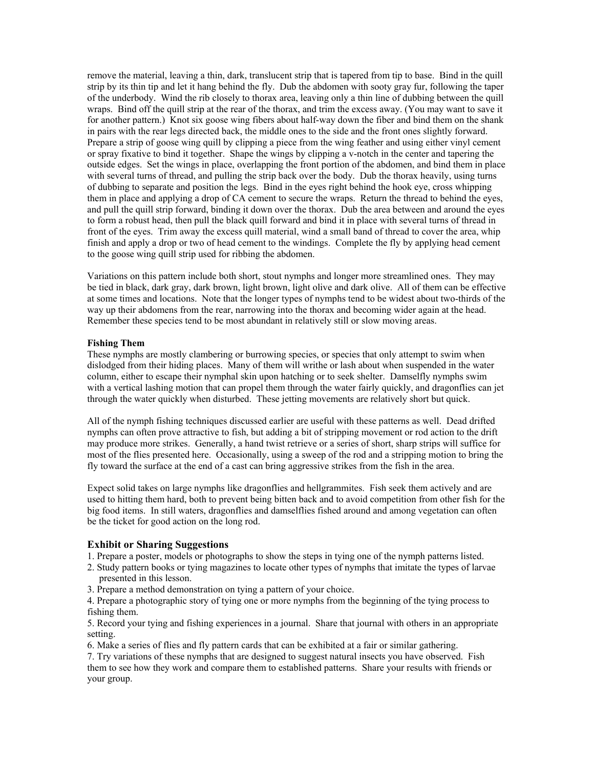remove the material, leaving a thin, dark, translucent strip that is tapered from tip to base. Bind in the quill strip by its thin tip and let it hang behind the fly. Dub the abdomen with sooty gray fur, following the taper of the underbody. Wind the rib closely to thorax area, leaving only a thin line of dubbing between the quill wraps. Bind off the quill strip at the rear of the thorax, and trim the excess away. (You may want to save it for another pattern.) Knot six goose wing fibers about half-way down the fiber and bind them on the shank in pairs with the rear legs directed back, the middle ones to the side and the front ones slightly forward. Prepare a strip of goose wing quill by clipping a piece from the wing feather and using either vinyl cement or spray fixative to bind it together. Shape the wings by clipping a v-notch in the center and tapering the outside edges. Set the wings in place, overlapping the front portion of the abdomen, and bind them in place with several turns of thread, and pulling the strip back over the body. Dub the thorax heavily, using turns of dubbing to separate and position the legs. Bind in the eyes right behind the hook eye, cross whipping them in place and applying a drop of CA cement to secure the wraps. Return the thread to behind the eyes, and pull the quill strip forward, binding it down over the thorax. Dub the area between and around the eyes to form a robust head, then pull the black quill forward and bind it in place with several turns of thread in front of the eyes. Trim away the excess quill material, wind a small band of thread to cover the area, whip finish and apply a drop or two of head cement to the windings. Complete the fly by applying head cement to the goose wing quill strip used for ribbing the abdomen.

Variations on this pattern include both short, stout nymphs and longer more streamlined ones. They may be tied in black, dark gray, dark brown, light brown, light olive and dark olive. All of them can be effective at some times and locations. Note that the longer types of nymphs tend to be widest about two-thirds of the way up their abdomens from the rear, narrowing into the thorax and becoming wider again at the head. Remember these species tend to be most abundant in relatively still or slow moving areas.

**Fishing Them**

These nymphs are mostly clambering or burrowing species, or species that only attempt to swim when dislodged from their hiding places. Many of them will writhe or lash about when suspended in the water column, either to escape their nymphal skin upon hatching or to seek shelter. Damselfly nymphs swim with a vertical lashing motion that can propel them through the water fairly quickly, and dragonflies can jet through the water quickly when disturbed. These jetting movements are relatively short but quick.

All of the nymph fishing techniques discussed earlier are useful with these patterns as well. Dead drifted nymphs can often prove attractive to fish, but adding a bit of stripping movement or rod action to the drift may produce more strikes. Generally, a hand twist retrieve or a series of short, sharp strips will suffice for most of the flies presented here. Occasionally, using a sweep of the rod and a stripping motion to bring the fly toward the surface at the end of a cast can bring aggressive strikes from the fish in the area.

Expect solid takes on large nymphs like dragonflies and hellgrammites. Fish seek them actively and are used to hitting them hard, both to prevent being bitten back and to avoid competition from other fish for the big food items. In still waters, dragonflies and damselflies fished around and among vegetation can often be the ticket for good action on the long rod.

### Exhibit or Sharing Suggestions

1. Prepare a poster, models or photographs to show the steps in tying one of the nymph patterns listed.
2. Study pattern books or tying magazines to locate other types of nymphs that imitate the types of larvae presented in this lesson.
3. Prepare a method demonstration on tying a pattern of your choice.
4. Prepare a photographic story of tying one or more nymphs from the beginning of the tying process to fishing them.
5. Record your tying and fishing experiences in a journal. Share that journal with others in an appropriate setting.
6. Make a series of flies and fly pattern cards that can be exhibited at a fair or similar gathering.
7. Try variations of these nymphs that are designed to suggest natural insects you have observed. Fish them to see how they work and compare them to established patterns. Share your results with friends or your group.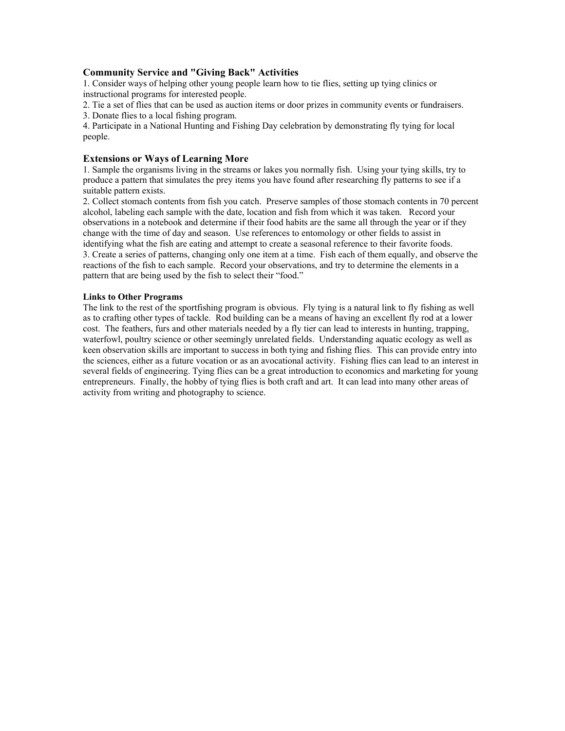## Community Service and "Giving Back" Activities

1. Consider ways of helping other young people learn how to tie flies, setting up tying clinics or instructional programs for interested people.
2. Tie a set of flies that can be used as auction items or door prizes in community events or fundraisers.
3. Donate flies to a local fishing program.
4. Participate in a National Hunting and Fishing Day celebration by demonstrating fly tying for local people.

## Extensions or Ways of Learning More

1. Sample the organisms living in the streams or lakes you normally fish. Using your tying skills, try to produce a pattern that simulates the prey items you have found after researching fly patterns to see if a suitable pattern exists.
2. Collect stomach contents from fish you catch. Preserve samples of those stomach contents in 70 percent alcohol, labeling each sample with the date, location and fish from which it was taken. Record your observations in a notebook and determine if their food habits are the same all through the year or if they change with the time of day and season. Use references to entomology or other fields to assist in identifying what the fish are eating and attempt to create a seasonal reference to their favorite foods.
3. Create a series of patterns, changing only one item at a time. Fish each of them equally, and observe the reactions of the fish to each sample. Record your observations, and try to determine the elements in a pattern that are being used by the fish to select their "food."

### Links to Other Programs

The link to the rest of the sportfishing program is obvious. Fly tying is a natural link to fly fishing as well as to crafting other types of tackle. Rod building can be a means of having an excellent fly rod at a lower cost. The feathers, furs and other materials needed by a fly tier can lead to interests in hunting, trapping, waterfowl, poultry science or other seemingly unrelated fields. Understanding aquatic ecology as well as keen observation skills are important to success in both tying and fishing flies. This can provide entry into the sciences, either as a future vocation or as an avocational activity. Fishing flies can lead to an interest in several fields of engineering. Tying flies can be a great introduction to economics and marketing for young entrepreneurs. Finally, the hobby of tying flies is both craft and art. It can lead into many other areas of activity from writing and photography to science.